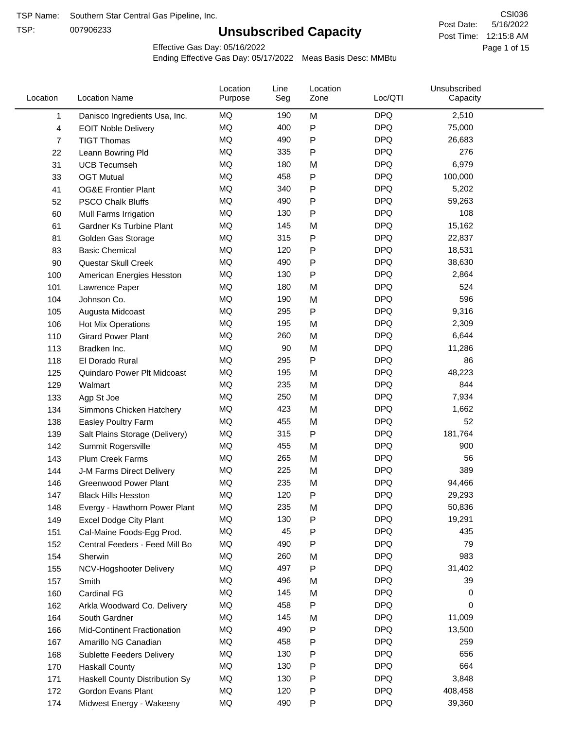TSP Name: Southern Star Central Gas Pipeline, Inc.

TSP: 007906233

# Unsubscribed Capacity

CSI036

Post Date: 5/16/2022

Post Time: 12:15:8 AM

Effective Gas Day: 05/16/2022

Ending Effective Gas Day: 05/17/2022 Meas Basis Desc: MMBtu

| Location | Location Name | Location Purpose | Line Seg | Location Zone | Loc/QTI | Unsubscribed Capacity |
|---|---|---|---|---|---|---|
| 1 | Danisco Ingredients Usa, Inc. | MQ | 190 | M | DPQ | 2,510 |
| 4 | EOIT Noble Delivery | MQ | 400 | P | DPQ | 75,000 |
| 7 | TIGT Thomas | MQ | 490 | P | DPQ | 26,683 |
| 22 | Leann Bowring Pld | MQ | 335 | P | DPQ | 276 |
| 31 | UCB Tecumseh | MQ | 180 | M | DPQ | 6,979 |
| 33 | OGT Mutual | MQ | 458 | P | DPQ | 100,000 |
| 41 | OG&E Frontier Plant | MQ | 340 | P | DPQ | 5,202 |
| 52 | PSCO Chalk Bluffs | MQ | 490 | P | DPQ | 59,263 |
| 60 | Mull Farms Irrigation | MQ | 130 | P | DPQ | 108 |
| 61 | Gardner Ks Turbine Plant | MQ | 145 | M | DPQ | 15,162 |
| 81 | Golden Gas Storage | MQ | 315 | P | DPQ | 22,837 |
| 83 | Basic Chemical | MQ | 120 | P | DPQ | 18,531 |
| 90 | Questar Skull Creek | MQ | 490 | P | DPQ | 38,630 |
| 100 | American Energies Hesston | MQ | 130 | P | DPQ | 2,864 |
| 101 | Lawrence Paper | MQ | 180 | M | DPQ | 524 |
| 104 | Johnson Co. | MQ | 190 | M | DPQ | 596 |
| 105 | Augusta Midcoast | MQ | 295 | P | DPQ | 9,316 |
| 106 | Hot Mix Operations | MQ | 195 | M | DPQ | 2,309 |
| 110 | Girard Power Plant | MQ | 260 | M | DPQ | 6,644 |
| 113 | Bradken Inc. | MQ | 90 | M | DPQ | 11,286 |
| 118 | El Dorado Rural | MQ | 295 | P | DPQ | 86 |
| 125 | Quindaro Power Plt Midcoast | MQ | 195 | M | DPQ | 48,223 |
| 129 | Walmart | MQ | 235 | M | DPQ | 844 |
| 133 | Agp St Joe | MQ | 250 | M | DPQ | 7,934 |
| 134 | Simmons Chicken Hatchery | MQ | 423 | M | DPQ | 1,662 |
| 138 | Easley Poultry Farm | MQ | 455 | M | DPQ | 52 |
| 139 | Salt Plains Storage (Delivery) | MQ | 315 | P | DPQ | 181,764 |
| 142 | Summit Rogersville | MQ | 455 | M | DPQ | 900 |
| 143 | Plum Creek Farms | MQ | 265 | M | DPQ | 56 |
| 144 | J-M Farms Direct Delivery | MQ | 225 | M | DPQ | 389 |
| 146 | Greenwood Power Plant | MQ | 235 | M | DPQ | 94,466 |
| 147 | Black Hills Hesston | MQ | 120 | P | DPQ | 29,293 |
| 148 | Evergy - Hawthorn Power Plant | MQ | 235 | M | DPQ | 50,836 |
| 149 | Excel Dodge City Plant | MQ | 130 | P | DPQ | 19,291 |
| 151 | Cal-Maine Foods-Egg Prod. | MQ | 45 | P | DPQ | 435 |
| 152 | Central Feeders - Feed Mill Bo | MQ | 490 | P | DPQ | 79 |
| 154 | Sherwin | MQ | 260 | M | DPQ | 983 |
| 155 | NCV-Hogshooter Delivery | MQ | 497 | P | DPQ | 31,402 |
| 157 | Smith | MQ | 496 | M | DPQ | 39 |
| 160 | Cardinal FG | MQ | 145 | M | DPQ | 0 |
| 162 | Arkla Woodward Co. Delivery | MQ | 458 | P | DPQ | 0 |
| 164 | South Gardner | MQ | 145 | M | DPQ | 11,009 |
| 166 | Mid-Continent Fractionation | MQ | 490 | P | DPQ | 13,500 |
| 167 | Amarillo NG Canadian | MQ | 458 | P | DPQ | 259 |
| 168 | Sublette Feeders Delivery | MQ | 130 | P | DPQ | 656 |
| 170 | Haskall County | MQ | 130 | P | DPQ | 664 |
| 171 | Haskall County Distribution Sy | MQ | 130 | P | DPQ | 3,848 |
| 172 | Gordon Evans Plant | MQ | 120 | P | DPQ | 408,458 |
| 174 | Midwest Energy - Wakeeny | MQ | 490 | P | DPQ | 39,360 |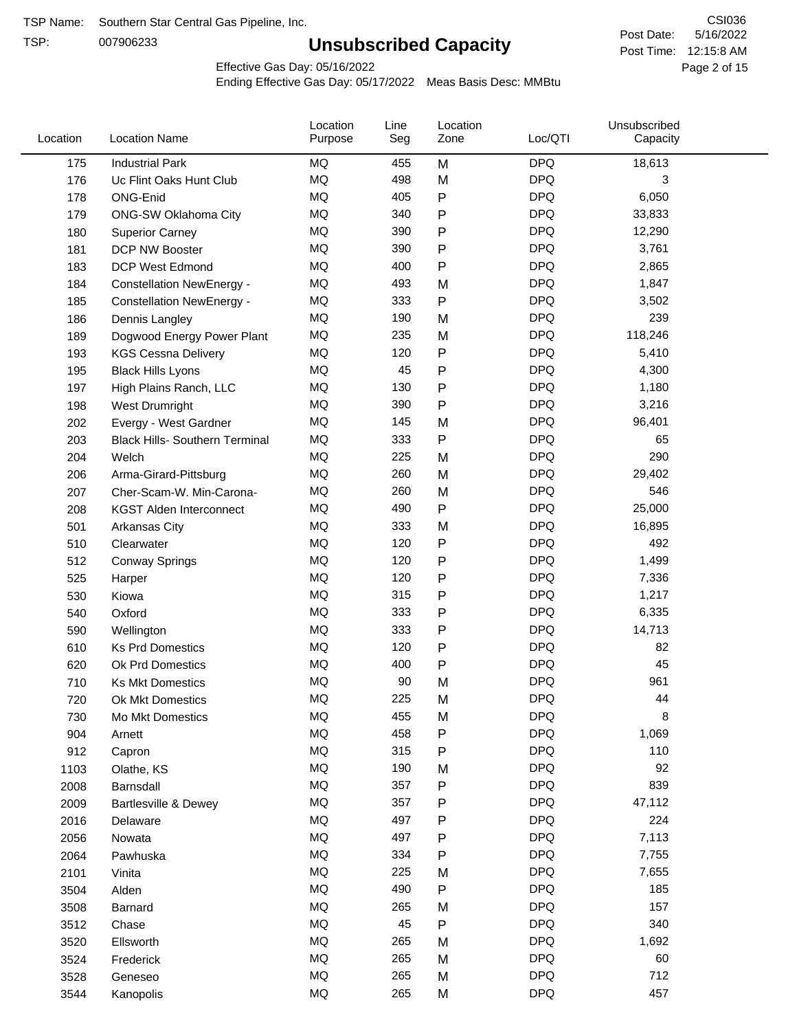TSP Name: Southern Star Central Gas Pipeline, Inc.

TSP: 007906233

# Unsubscribed Capacity

CSI036

Post Date: 5/16/2022

Post Time: 12:15:8 AM

Effective Gas Day: 05/16/2022

Ending Effective Gas Day: 05/17/2022 Meas Basis Desc: MMBtu

| Location | Location Name | Location Purpose | Line Seg | Location Zone | Loc/QTI | Unsubscribed Capacity |
|---|---|---|---|---|---|---|
| 175 | Industrial Park | MQ | 455 | M | DPQ | 18,613 |
| 176 | Uc Flint Oaks Hunt Club | MQ | 498 | M | DPQ | 3 |
| 178 | ONG-Enid | MQ | 405 | P | DPQ | 6,050 |
| 179 | ONG-SW Oklahoma City | MQ | 340 | P | DPQ | 33,833 |
| 180 | Superior Carney | MQ | 390 | P | DPQ | 12,290 |
| 181 | DCP NW Booster | MQ | 390 | P | DPQ | 3,761 |
| 183 | DCP West Edmond | MQ | 400 | P | DPQ | 2,865 |
| 184 | Constellation NewEnergy - | MQ | 493 | M | DPQ | 1,847 |
| 185 | Constellation NewEnergy - | MQ | 333 | P | DPQ | 3,502 |
| 186 | Dennis Langley | MQ | 190 | M | DPQ | 239 |
| 189 | Dogwood Energy Power Plant | MQ | 235 | M | DPQ | 118,246 |
| 193 | KGS Cessna Delivery | MQ | 120 | P | DPQ | 5,410 |
| 195 | Black Hills Lyons | MQ | 45 | P | DPQ | 4,300 |
| 197 | High Plains Ranch, LLC | MQ | 130 | P | DPQ | 1,180 |
| 198 | West Drumright | MQ | 390 | P | DPQ | 3,216 |
| 202 | Evergy - West Gardner | MQ | 145 | M | DPQ | 96,401 |
| 203 | Black Hills- Southern Terminal | MQ | 333 | P | DPQ | 65 |
| 204 | Welch | MQ | 225 | M | DPQ | 290 |
| 206 | Arma-Girard-Pittsburg | MQ | 260 | M | DPQ | 29,402 |
| 207 | Cher-Scam-W. Min-Carona- | MQ | 260 | M | DPQ | 546 |
| 208 | KGST Alden Interconnect | MQ | 490 | P | DPQ | 25,000 |
| 501 | Arkansas City | MQ | 333 | M | DPQ | 16,895 |
| 510 | Clearwater | MQ | 120 | P | DPQ | 492 |
| 512 | Conway Springs | MQ | 120 | P | DPQ | 1,499 |
| 525 | Harper | MQ | 120 | P | DPQ | 7,336 |
| 530 | Kiowa | MQ | 315 | P | DPQ | 1,217 |
| 540 | Oxford | MQ | 333 | P | DPQ | 6,335 |
| 590 | Wellington | MQ | 333 | P | DPQ | 14,713 |
| 610 | Ks Prd Domestics | MQ | 120 | P | DPQ | 82 |
| 620 | Ok Prd Domestics | MQ | 400 | P | DPQ | 45 |
| 710 | Ks Mkt Domestics | MQ | 90 | M | DPQ | 961 |
| 720 | Ok Mkt Domestics | MQ | 225 | M | DPQ | 44 |
| 730 | Mo Mkt Domestics | MQ | 455 | M | DPQ | 8 |
| 904 | Arnett | MQ | 458 | P | DPQ | 1,069 |
| 912 | Capron | MQ | 315 | P | DPQ | 110 |
| 1103 | Olathe, KS | MQ | 190 | M | DPQ | 92 |
| 2008 | Barnsdall | MQ | 357 | P | DPQ | 839 |
| 2009 | Bartlesville & Dewey | MQ | 357 | P | DPQ | 47,112 |
| 2016 | Delaware | MQ | 497 | P | DPQ | 224 |
| 2056 | Nowata | MQ | 497 | P | DPQ | 7,113 |
| 2064 | Pawhuska | MQ | 334 | P | DPQ | 7,755 |
| 2101 | Vinita | MQ | 225 | M | DPQ | 7,655 |
| 3504 | Alden | MQ | 490 | P | DPQ | 185 |
| 3508 | Barnard | MQ | 265 | M | DPQ | 157 |
| 3512 | Chase | MQ | 45 | P | DPQ | 340 |
| 3520 | Ellsworth | MQ | 265 | M | DPQ | 1,692 |
| 3524 | Frederick | MQ | 265 | M | DPQ | 60 |
| 3528 | Geneseo | MQ | 265 | M | DPQ | 712 |
| 3544 | Kanopolis | MQ | 265 | M | DPQ | 457 |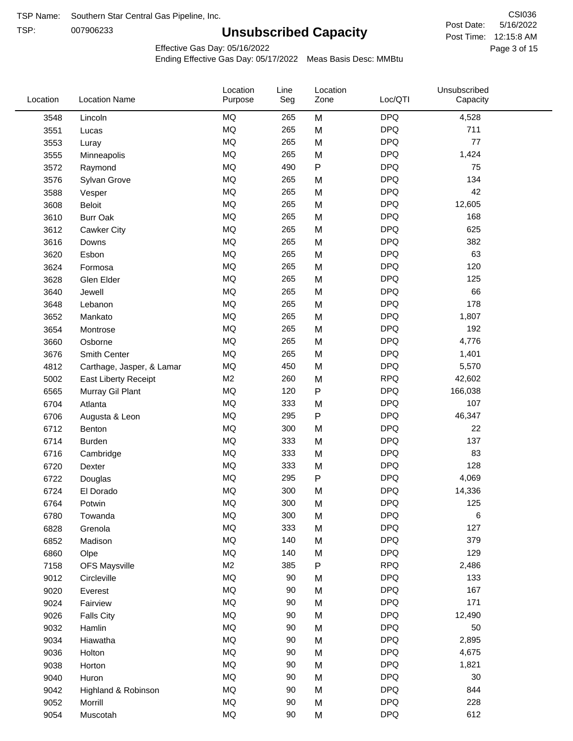TSP Name: Southern Star Central Gas Pipeline, Inc.

TSP: 007906233

# Unsubscribed Capacity

CSI036

Post Date: 5/16/2022

Post Time: 12:15:8 AM

Effective Gas Day: 05/16/2022

Ending Effective Gas Day: 05/17/2022 Meas Basis Desc: MMBtu

| Location | Location Name | Location Purpose | Line Seg | Location Zone | Loc/QTI | Unsubscribed Capacity |
|---|---|---|---|---|---|---|
| 3548 | Lincoln | MQ | 265 | M | DPQ | 4,528 |
| 3551 | Lucas | MQ | 265 | M | DPQ | 711 |
| 3553 | Luray | MQ | 265 | M | DPQ | 77 |
| 3555 | Minneapolis | MQ | 265 | M | DPQ | 1,424 |
| 3572 | Raymond | MQ | 490 | P | DPQ | 75 |
| 3576 | Sylvan Grove | MQ | 265 | M | DPQ | 134 |
| 3588 | Vesper | MQ | 265 | M | DPQ | 42 |
| 3608 | Beloit | MQ | 265 | M | DPQ | 12,605 |
| 3610 | Burr Oak | MQ | 265 | M | DPQ | 168 |
| 3612 | Cawker City | MQ | 265 | M | DPQ | 625 |
| 3616 | Downs | MQ | 265 | M | DPQ | 382 |
| 3620 | Esbon | MQ | 265 | M | DPQ | 63 |
| 3624 | Formosa | MQ | 265 | M | DPQ | 120 |
| 3628 | Glen Elder | MQ | 265 | M | DPQ | 125 |
| 3640 | Jewell | MQ | 265 | M | DPQ | 66 |
| 3648 | Lebanon | MQ | 265 | M | DPQ | 178 |
| 3652 | Mankato | MQ | 265 | M | DPQ | 1,807 |
| 3654 | Montrose | MQ | 265 | M | DPQ | 192 |
| 3660 | Osborne | MQ | 265 | M | DPQ | 4,776 |
| 3676 | Smith Center | MQ | 265 | M | DPQ | 1,401 |
| 4812 | Carthage, Jasper, & Lamar | MQ | 450 | M | DPQ | 5,570 |
| 5002 | East Liberty Receipt | M2 | 260 | M | RPQ | 42,602 |
| 6565 | Murray Gil Plant | MQ | 120 | P | DPQ | 166,038 |
| 6704 | Atlanta | MQ | 333 | M | DPQ | 107 |
| 6706 | Augusta & Leon | MQ | 295 | P | DPQ | 46,347 |
| 6712 | Benton | MQ | 300 | M | DPQ | 22 |
| 6714 | Burden | MQ | 333 | M | DPQ | 137 |
| 6716 | Cambridge | MQ | 333 | M | DPQ | 83 |
| 6720 | Dexter | MQ | 333 | M | DPQ | 128 |
| 6722 | Douglas | MQ | 295 | P | DPQ | 4,069 |
| 6724 | El Dorado | MQ | 300 | M | DPQ | 14,336 |
| 6764 | Potwin | MQ | 300 | M | DPQ | 125 |
| 6780 | Towanda | MQ | 300 | M | DPQ | 6 |
| 6828 | Grenola | MQ | 333 | M | DPQ | 127 |
| 6852 | Madison | MQ | 140 | M | DPQ | 379 |
| 6860 | Olpe | MQ | 140 | M | DPQ | 129 |
| 7158 | OFS Maysville | M2 | 385 | P | RPQ | 2,486 |
| 9012 | Circleville | MQ | 90 | M | DPQ | 133 |
| 9020 | Everest | MQ | 90 | M | DPQ | 167 |
| 9024 | Fairview | MQ | 90 | M | DPQ | 171 |
| 9026 | Falls City | MQ | 90 | M | DPQ | 12,490 |
| 9032 | Hamlin | MQ | 90 | M | DPQ | 50 |
| 9034 | Hiawatha | MQ | 90 | M | DPQ | 2,895 |
| 9036 | Holton | MQ | 90 | M | DPQ | 4,675 |
| 9038 | Horton | MQ | 90 | M | DPQ | 1,821 |
| 9040 | Huron | MQ | 90 | M | DPQ | 30 |
| 9042 | Highland & Robinson | MQ | 90 | M | DPQ | 844 |
| 9052 | Morrill | MQ | 90 | M | DPQ | 228 |
| 9054 | Muscotah | MQ | 90 | M | DPQ | 612 |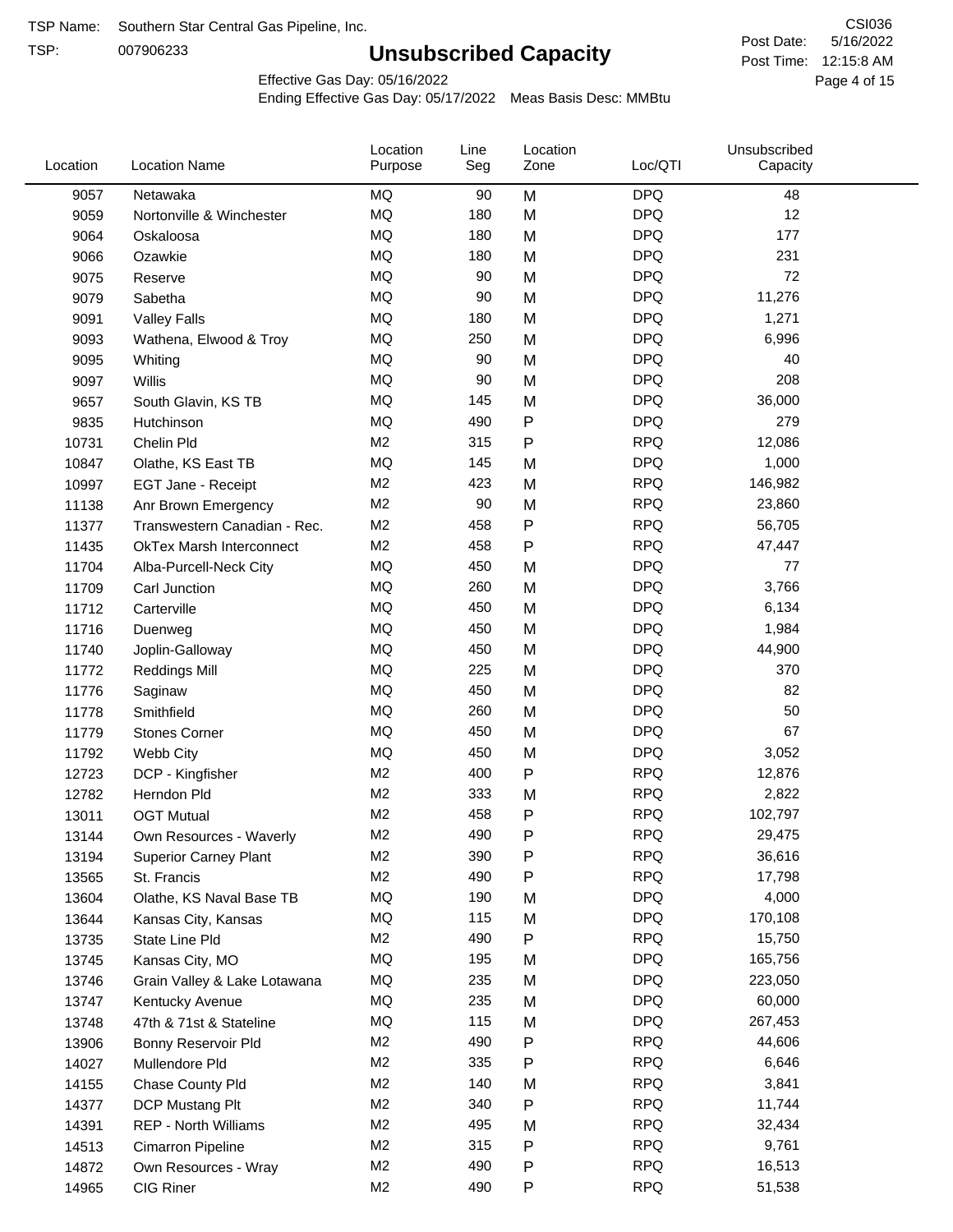TSP Name: Southern Star Central Gas Pipeline, Inc.

TSP: 007906233

# Unsubscribed Capacity

CSI036

Post Date: 5/16/2022

Post Time: 12:15:8 AM

Effective Gas Day: 05/16/2022

Ending Effective Gas Day: 05/17/2022 Meas Basis Desc: MMBtu

| Location | Location Name | Location Purpose | Line Seg | Location Zone | Loc/QTI | Unsubscribed Capacity |
|---|---|---|---|---|---|---|
| 9057 | Netawaka | MQ | 90 | M | DPQ | 48 |
| 9059 | Nortonville & Winchester | MQ | 180 | M | DPQ | 12 |
| 9064 | Oskaloosa | MQ | 180 | M | DPQ | 177 |
| 9066 | Ozawkie | MQ | 180 | M | DPQ | 231 |
| 9075 | Reserve | MQ | 90 | M | DPQ | 72 |
| 9079 | Sabetha | MQ | 90 | M | DPQ | 11,276 |
| 9091 | Valley Falls | MQ | 180 | M | DPQ | 1,271 |
| 9093 | Wathena, Elwood & Troy | MQ | 250 | M | DPQ | 6,996 |
| 9095 | Whiting | MQ | 90 | M | DPQ | 40 |
| 9097 | Willis | MQ | 90 | M | DPQ | 208 |
| 9657 | South Glavin, KS TB | MQ | 145 | M | DPQ | 36,000 |
| 9835 | Hutchinson | MQ | 490 | P | DPQ | 279 |
| 10731 | Chelin Pld | M2 | 315 | P | RPQ | 12,086 |
| 10847 | Olathe, KS East TB | MQ | 145 | M | DPQ | 1,000 |
| 10997 | EGT Jane - Receipt | M2 | 423 | M | RPQ | 146,982 |
| 11138 | Anr Brown Emergency | M2 | 90 | M | RPQ | 23,860 |
| 11377 | Transwestern Canadian - Rec. | M2 | 458 | P | RPQ | 56,705 |
| 11435 | OkTex Marsh Interconnect | M2 | 458 | P | RPQ | 47,447 |
| 11704 | Alba-Purcell-Neck City | MQ | 450 | M | DPQ | 77 |
| 11709 | Carl Junction | MQ | 260 | M | DPQ | 3,766 |
| 11712 | Carterville | MQ | 450 | M | DPQ | 6,134 |
| 11716 | Duenweg | MQ | 450 | M | DPQ | 1,984 |
| 11740 | Joplin-Galloway | MQ | 450 | M | DPQ | 44,900 |
| 11772 | Reddings Mill | MQ | 225 | M | DPQ | 370 |
| 11776 | Saginaw | MQ | 450 | M | DPQ | 82 |
| 11778 | Smithfield | MQ | 260 | M | DPQ | 50 |
| 11779 | Stones Corner | MQ | 450 | M | DPQ | 67 |
| 11792 | Webb City | MQ | 450 | M | DPQ | 3,052 |
| 12723 | DCP - Kingfisher | M2 | 400 | P | RPQ | 12,876 |
| 12782 | Herndon Pld | M2 | 333 | M | RPQ | 2,822 |
| 13011 | OGT Mutual | M2 | 458 | P | RPQ | 102,797 |
| 13144 | Own Resources - Waverly | M2 | 490 | P | RPQ | 29,475 |
| 13194 | Superior Carney Plant | M2 | 390 | P | RPQ | 36,616 |
| 13565 | St. Francis | M2 | 490 | P | RPQ | 17,798 |
| 13604 | Olathe, KS Naval Base TB | MQ | 190 | M | DPQ | 4,000 |
| 13644 | Kansas City, Kansas | MQ | 115 | M | DPQ | 170,108 |
| 13735 | State Line Pld | M2 | 490 | P | RPQ | 15,750 |
| 13745 | Kansas City, MO | MQ | 195 | M | DPQ | 165,756 |
| 13746 | Grain Valley & Lake Lotawana | MQ | 235 | M | DPQ | 223,050 |
| 13747 | Kentucky Avenue | MQ | 235 | M | DPQ | 60,000 |
| 13748 | 47th & 71st & Stateline | MQ | 115 | M | DPQ | 267,453 |
| 13906 | Bonny Reservoir Pld | M2 | 490 | P | RPQ | 44,606 |
| 14027 | Mullendore Pld | M2 | 335 | P | RPQ | 6,646 |
| 14155 | Chase County Pld | M2 | 140 | M | RPQ | 3,841 |
| 14377 | DCP Mustang Plt | M2 | 340 | P | RPQ | 11,744 |
| 14391 | REP - North Williams | M2 | 495 | M | RPQ | 32,434 |
| 14513 | Cimarron Pipeline | M2 | 315 | P | RPQ | 9,761 |
| 14872 | Own Resources - Wray | M2 | 490 | P | RPQ | 16,513 |
| 14965 | CIG Riner | M2 | 490 | P | RPQ | 51,538 |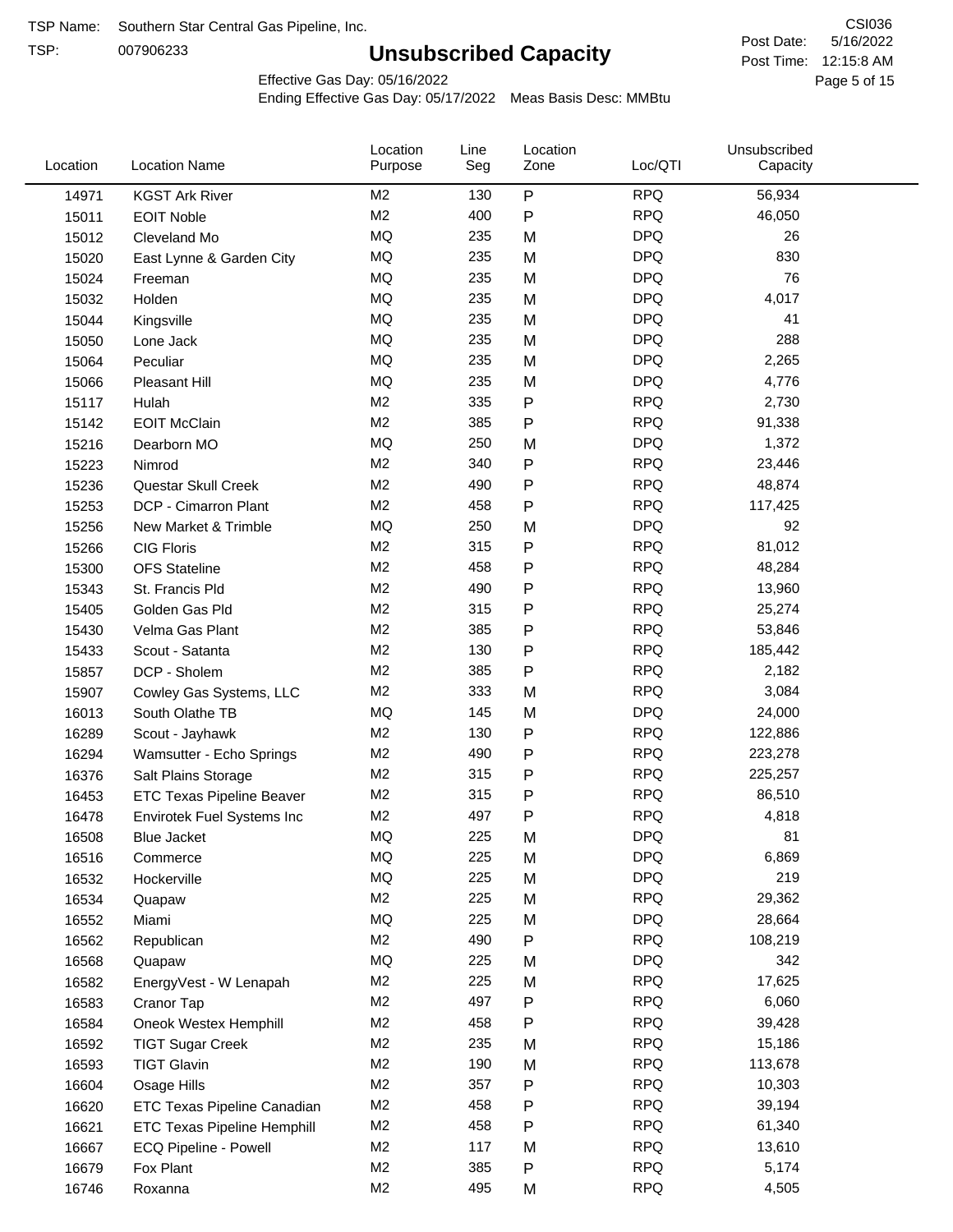TSP Name: Southern Star Central Gas Pipeline, Inc.

TSP: 007906233

# Unsubscribed Capacity

CSI036

Post Date: 5/16/2022

Post Time: 12:15:8 AM

Effective Gas Day: 05/16/2022

Ending Effective Gas Day: 05/17/2022 Meas Basis Desc: MMBtu

| Location | Location Name | Location Purpose | Line Seg | Location Zone | Loc/QTI | Unsubscribed Capacity |
|---|---|---|---|---|---|---|
| 14971 | KGST Ark River | M2 | 130 | P | RPQ | 56,934 |
| 15011 | EOIT Noble | M2 | 400 | P | RPQ | 46,050 |
| 15012 | Cleveland Mo | MQ | 235 | M | DPQ | 26 |
| 15020 | East Lynne & Garden City | MQ | 235 | M | DPQ | 830 |
| 15024 | Freeman | MQ | 235 | M | DPQ | 76 |
| 15032 | Holden | MQ | 235 | M | DPQ | 4,017 |
| 15044 | Kingsville | MQ | 235 | M | DPQ | 41 |
| 15050 | Lone Jack | MQ | 235 | M | DPQ | 288 |
| 15064 | Peculiar | MQ | 235 | M | DPQ | 2,265 |
| 15066 | Pleasant Hill | MQ | 235 | M | DPQ | 4,776 |
| 15117 | Hulah | M2 | 335 | P | RPQ | 2,730 |
| 15142 | EOIT McClain | M2 | 385 | P | RPQ | 91,338 |
| 15216 | Dearborn MO | MQ | 250 | M | DPQ | 1,372 |
| 15223 | Nimrod | M2 | 340 | P | RPQ | 23,446 |
| 15236 | Questar Skull Creek | M2 | 490 | P | RPQ | 48,874 |
| 15253 | DCP - Cimarron Plant | M2 | 458 | P | RPQ | 117,425 |
| 15256 | New Market & Trimble | MQ | 250 | M | DPQ | 92 |
| 15266 | CIG Floris | M2 | 315 | P | RPQ | 81,012 |
| 15300 | OFS Stateline | M2 | 458 | P | RPQ | 48,284 |
| 15343 | St. Francis Pld | M2 | 490 | P | RPQ | 13,960 |
| 15405 | Golden Gas Pld | M2 | 315 | P | RPQ | 25,274 |
| 15430 | Velma Gas Plant | M2 | 385 | P | RPQ | 53,846 |
| 15433 | Scout - Satanta | M2 | 130 | P | RPQ | 185,442 |
| 15857 | DCP - Sholem | M2 | 385 | P | RPQ | 2,182 |
| 15907 | Cowley Gas Systems, LLC | M2 | 333 | M | RPQ | 3,084 |
| 16013 | South Olathe TB | MQ | 145 | M | DPQ | 24,000 |
| 16289 | Scout - Jayhawk | M2 | 130 | P | RPQ | 122,886 |
| 16294 | Wamsutter - Echo Springs | M2 | 490 | P | RPQ | 223,278 |
| 16376 | Salt Plains Storage | M2 | 315 | P | RPQ | 225,257 |
| 16453 | ETC Texas Pipeline Beaver | M2 | 315 | P | RPQ | 86,510 |
| 16478 | Envirotek Fuel Systems Inc | M2 | 497 | P | RPQ | 4,818 |
| 16508 | Blue Jacket | MQ | 225 | M | DPQ | 81 |
| 16516 | Commerce | MQ | 225 | M | DPQ | 6,869 |
| 16532 | Hockerville | MQ | 225 | M | DPQ | 219 |
| 16534 | Quapaw | M2 | 225 | M | RPQ | 29,362 |
| 16552 | Miami | MQ | 225 | M | DPQ | 28,664 |
| 16562 | Republican | M2 | 490 | P | RPQ | 108,219 |
| 16568 | Quapaw | MQ | 225 | M | DPQ | 342 |
| 16582 | EnergyVest - W Lenapah | M2 | 225 | M | RPQ | 17,625 |
| 16583 | Cranor Tap | M2 | 497 | P | RPQ | 6,060 |
| 16584 | Oneok Westex Hemphill | M2 | 458 | P | RPQ | 39,428 |
| 16592 | TIGT Sugar Creek | M2 | 235 | M | RPQ | 15,186 |
| 16593 | TIGT Glavin | M2 | 190 | M | RPQ | 113,678 |
| 16604 | Osage Hills | M2 | 357 | P | RPQ | 10,303 |
| 16620 | ETC Texas Pipeline Canadian | M2 | 458 | P | RPQ | 39,194 |
| 16621 | ETC Texas Pipeline Hemphill | M2 | 458 | P | RPQ | 61,340 |
| 16667 | ECQ Pipeline - Powell | M2 | 117 | M | RPQ | 13,610 |
| 16679 | Fox Plant | M2 | 385 | P | RPQ | 5,174 |
| 16746 | Roxanna | M2 | 495 | M | RPQ | 4,505 |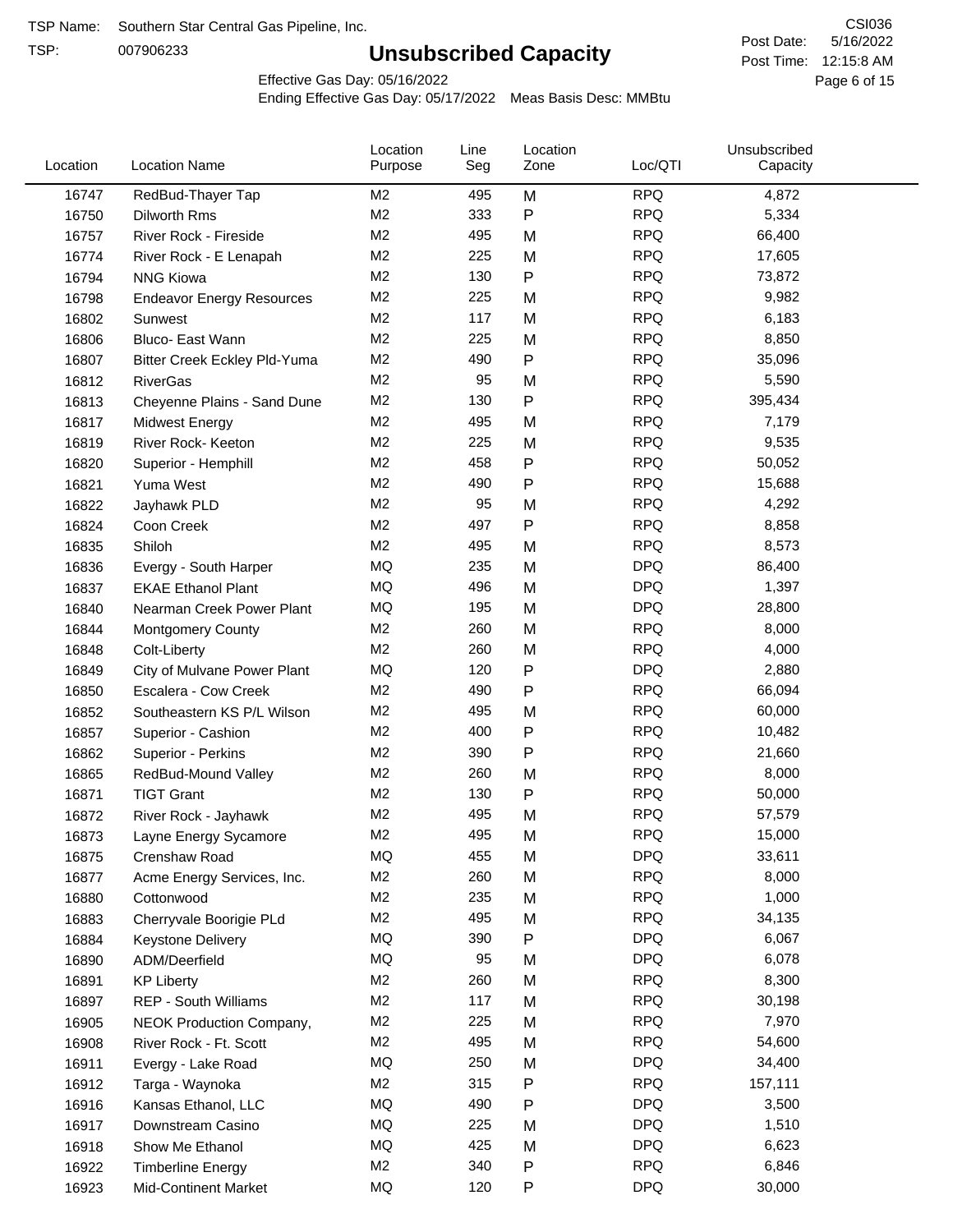TSP Name: Southern Star Central Gas Pipeline, Inc.

TSP: 007906233

# Unsubscribed Capacity

CSI036

Post Date: 5/16/2022

Post Time: 12:15:8 AM

Effective Gas Day: 05/16/2022

Ending Effective Gas Day: 05/17/2022 Meas Basis Desc: MMBtu

| Location | Location Name | Location Purpose | Line Seg | Location Zone | Loc/QTI | Unsubscribed Capacity |
|---|---|---|---|---|---|---|
| 16747 | RedBud-Thayer Tap | M2 | 495 | M | RPQ | 4,872 |
| 16750 | Dilworth Rms | M2 | 333 | P | RPQ | 5,334 |
| 16757 | River Rock - Fireside | M2 | 495 | M | RPQ | 66,400 |
| 16774 | River Rock - E Lenapah | M2 | 225 | M | RPQ | 17,605 |
| 16794 | NNG Kiowa | M2 | 130 | P | RPQ | 73,872 |
| 16798 | Endeavor Energy Resources | M2 | 225 | M | RPQ | 9,982 |
| 16802 | Sunwest | M2 | 117 | M | RPQ | 6,183 |
| 16806 | Bluco- East Wann | M2 | 225 | M | RPQ | 8,850 |
| 16807 | Bitter Creek Eckley Pld-Yuma | M2 | 490 | P | RPQ | 35,096 |
| 16812 | RiverGas | M2 | 95 | M | RPQ | 5,590 |
| 16813 | Cheyenne Plains - Sand Dune | M2 | 130 | P | RPQ | 395,434 |
| 16817 | Midwest Energy | M2 | 495 | M | RPQ | 7,179 |
| 16819 | River Rock- Keeton | M2 | 225 | M | RPQ | 9,535 |
| 16820 | Superior - Hemphill | M2 | 458 | P | RPQ | 50,052 |
| 16821 | Yuma West | M2 | 490 | P | RPQ | 15,688 |
| 16822 | Jayhawk PLD | M2 | 95 | M | RPQ | 4,292 |
| 16824 | Coon Creek | M2 | 497 | P | RPQ | 8,858 |
| 16835 | Shiloh | M2 | 495 | M | RPQ | 8,573 |
| 16836 | Evergy - South Harper | MQ | 235 | M | DPQ | 86,400 |
| 16837 | EKAE Ethanol Plant | MQ | 496 | M | DPQ | 1,397 |
| 16840 | Nearman Creek Power Plant | MQ | 195 | M | DPQ | 28,800 |
| 16844 | Montgomery County | M2 | 260 | M | RPQ | 8,000 |
| 16848 | Colt-Liberty | M2 | 260 | M | RPQ | 4,000 |
| 16849 | City of Mulvane Power Plant | MQ | 120 | P | DPQ | 2,880 |
| 16850 | Escalera - Cow Creek | M2 | 490 | P | RPQ | 66,094 |
| 16852 | Southeastern KS P/L Wilson | M2 | 495 | M | RPQ | 60,000 |
| 16857 | Superior - Cashion | M2 | 400 | P | RPQ | 10,482 |
| 16862 | Superior - Perkins | M2 | 390 | P | RPQ | 21,660 |
| 16865 | RedBud-Mound Valley | M2 | 260 | M | RPQ | 8,000 |
| 16871 | TIGT Grant | M2 | 130 | P | RPQ | 50,000 |
| 16872 | River Rock - Jayhawk | M2 | 495 | M | RPQ | 57,579 |
| 16873 | Layne Energy Sycamore | M2 | 495 | M | RPQ | 15,000 |
| 16875 | Crenshaw Road | MQ | 455 | M | DPQ | 33,611 |
| 16877 | Acme Energy Services, Inc. | M2 | 260 | M | RPQ | 8,000 |
| 16880 | Cottonwood | M2 | 235 | M | RPQ | 1,000 |
| 16883 | Cherryvale Boorigie PLd | M2 | 495 | M | RPQ | 34,135 |
| 16884 | Keystone Delivery | MQ | 390 | P | DPQ | 6,067 |
| 16890 | ADM/Deerfield | MQ | 95 | M | DPQ | 6,078 |
| 16891 | KP Liberty | M2 | 260 | M | RPQ | 8,300 |
| 16897 | REP - South Williams | M2 | 117 | M | RPQ | 30,198 |
| 16905 | NEOK Production Company, | M2 | 225 | M | RPQ | 7,970 |
| 16908 | River Rock - Ft. Scott | M2 | 495 | M | RPQ | 54,600 |
| 16911 | Evergy - Lake Road | MQ | 250 | M | DPQ | 34,400 |
| 16912 | Targa - Waynoka | M2 | 315 | P | RPQ | 157,111 |
| 16916 | Kansas Ethanol, LLC | MQ | 490 | P | DPQ | 3,500 |
| 16917 | Downstream Casino | MQ | 225 | M | DPQ | 1,510 |
| 16918 | Show Me Ethanol | MQ | 425 | M | DPQ | 6,623 |
| 16922 | Timberline Energy | M2 | 340 | P | RPQ | 6,846 |
| 16923 | Mid-Continent Market | MQ | 120 | P | DPQ | 30,000 |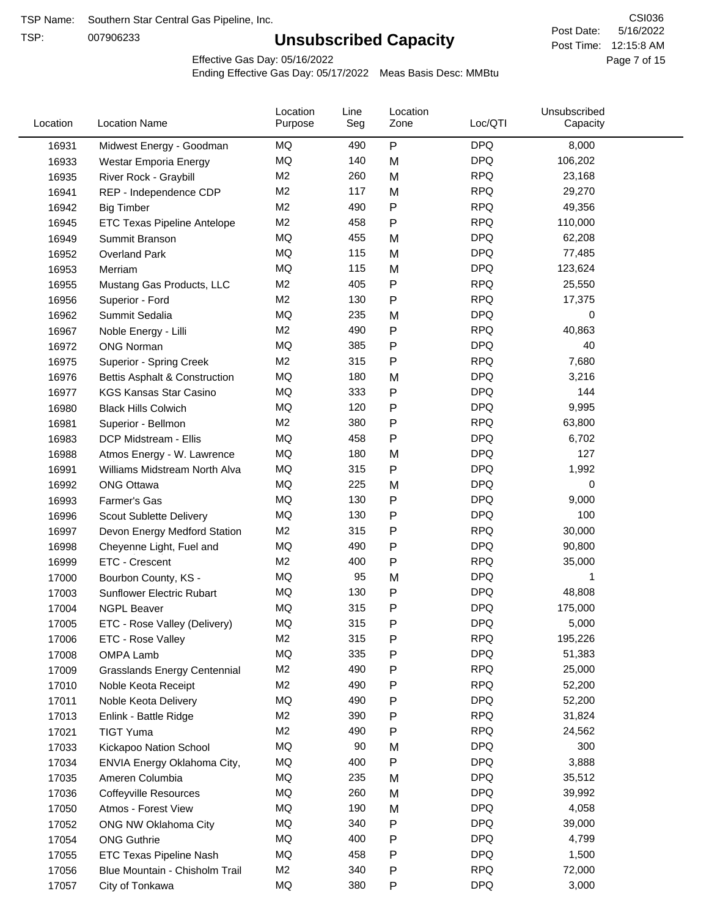TSP Name: Southern Star Central Gas Pipeline, Inc.

TSP: 007906233

# Unsubscribed Capacity

CSI036

Post Date: 5/16/2022

Post Time: 12:15:8 AM

Effective Gas Day: 05/16/2022

Ending Effective Gas Day: 05/17/2022 Meas Basis Desc: MMBtu

| Location | Location Name | Location Purpose | Line Seg | Location Zone | Loc/QTI | Unsubscribed Capacity |
|---|---|---|---|---|---|---|
| 16931 | Midwest Energy - Goodman | MQ | 490 | P | DPQ | 8,000 |
| 16933 | Westar Emporia Energy | MQ | 140 | M | DPQ | 106,202 |
| 16935 | River Rock - Graybill | M2 | 260 | M | RPQ | 23,168 |
| 16941 | REP - Independence CDP | M2 | 117 | M | RPQ | 29,270 |
| 16942 | Big Timber | M2 | 490 | P | RPQ | 49,356 |
| 16945 | ETC Texas Pipeline Antelope | M2 | 458 | P | RPQ | 110,000 |
| 16949 | Summit Branson | MQ | 455 | M | DPQ | 62,208 |
| 16952 | Overland Park | MQ | 115 | M | DPQ | 77,485 |
| 16953 | Merriam | MQ | 115 | M | DPQ | 123,624 |
| 16955 | Mustang Gas Products, LLC | M2 | 405 | P | RPQ | 25,550 |
| 16956 | Superior - Ford | M2 | 130 | P | RPQ | 17,375 |
| 16962 | Summit Sedalia | MQ | 235 | M | DPQ | 0 |
| 16967 | Noble Energy - Lilli | M2 | 490 | P | RPQ | 40,863 |
| 16972 | ONG Norman | MQ | 385 | P | DPQ | 40 |
| 16975 | Superior - Spring Creek | M2 | 315 | P | RPQ | 7,680 |
| 16976 | Bettis Asphalt & Construction | MQ | 180 | M | DPQ | 3,216 |
| 16977 | KGS Kansas Star Casino | MQ | 333 | P | DPQ | 144 |
| 16980 | Black Hills Colwich | MQ | 120 | P | DPQ | 9,995 |
| 16981 | Superior - Bellmon | M2 | 380 | P | RPQ | 63,800 |
| 16983 | DCP Midstream - Ellis | MQ | 458 | P | DPQ | 6,702 |
| 16988 | Atmos Energy - W. Lawrence | MQ | 180 | M | DPQ | 127 |
| 16991 | Williams Midstream North Alva | MQ | 315 | P | DPQ | 1,992 |
| 16992 | ONG Ottawa | MQ | 225 | M | DPQ | 0 |
| 16993 | Farmer's Gas | MQ | 130 | P | DPQ | 9,000 |
| 16996 | Scout Sublette Delivery | MQ | 130 | P | DPQ | 100 |
| 16997 | Devon Energy Medford Station | M2 | 315 | P | RPQ | 30,000 |
| 16998 | Cheyenne Light, Fuel and | MQ | 490 | P | DPQ | 90,800 |
| 16999 | ETC - Crescent | M2 | 400 | P | RPQ | 35,000 |
| 17000 | Bourbon County, KS - | MQ | 95 | M | DPQ | 1 |
| 17003 | Sunflower Electric Rubart | MQ | 130 | P | DPQ | 48,808 |
| 17004 | NGPL Beaver | MQ | 315 | P | DPQ | 175,000 |
| 17005 | ETC - Rose Valley (Delivery) | MQ | 315 | P | DPQ | 5,000 |
| 17006 | ETC - Rose Valley | M2 | 315 | P | RPQ | 195,226 |
| 17008 | OMPA Lamb | MQ | 335 | P | DPQ | 51,383 |
| 17009 | Grasslands Energy Centennial | M2 | 490 | P | RPQ | 25,000 |
| 17010 | Noble Keota Receipt | M2 | 490 | P | RPQ | 52,200 |
| 17011 | Noble Keota Delivery | MQ | 490 | P | DPQ | 52,200 |
| 17013 | Enlink - Battle Ridge | M2 | 390 | P | RPQ | 31,824 |
| 17021 | TIGT Yuma | M2 | 490 | P | RPQ | 24,562 |
| 17033 | Kickapoo Nation School | MQ | 90 | M | DPQ | 300 |
| 17034 | ENVIA Energy Oklahoma City, | MQ | 400 | P | DPQ | 3,888 |
| 17035 | Ameren Columbia | MQ | 235 | M | DPQ | 35,512 |
| 17036 | Coffeyville Resources | MQ | 260 | M | DPQ | 39,992 |
| 17050 | Atmos - Forest View | MQ | 190 | M | DPQ | 4,058 |
| 17052 | ONG NW Oklahoma City | MQ | 340 | P | DPQ | 39,000 |
| 17054 | ONG Guthrie | MQ | 400 | P | DPQ | 4,799 |
| 17055 | ETC Texas Pipeline Nash | MQ | 458 | P | DPQ | 1,500 |
| 17056 | Blue Mountain - Chisholm Trail | M2 | 340 | P | RPQ | 72,000 |
| 17057 | City of Tonkawa | MQ | 380 | P | DPQ | 3,000 |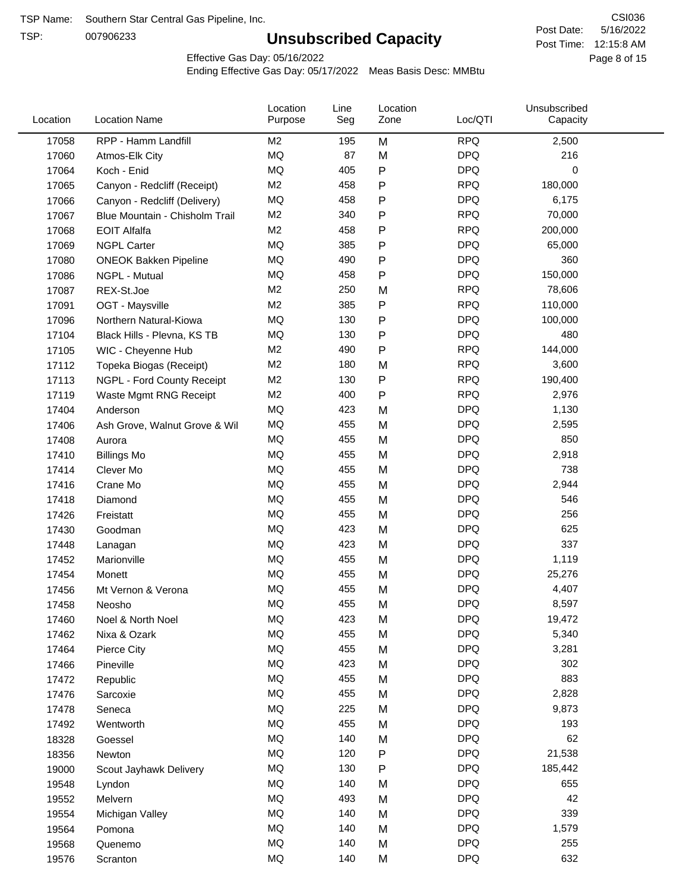TSP Name: Southern Star Central Gas Pipeline, Inc.

TSP: 007906233

# Unsubscribed Capacity

CSI036

Post Date: 5/16/2022

Post Time: 12:15:8 AM

Effective Gas Day: 05/16/2022

Ending Effective Gas Day: 05/17/2022 Meas Basis Desc: MMBtu

| Location | Location Name | Location Purpose | Line Seg | Location Zone | Loc/QTI | Unsubscribed Capacity |
|---|---|---|---|---|---|---|
| 17058 | RPP - Hamm Landfill | M2 | 195 | M | RPQ | 2,500 |
| 17060 | Atmos-Elk City | MQ | 87 | M | DPQ | 216 |
| 17064 | Koch - Enid | MQ | 405 | P | DPQ | 0 |
| 17065 | Canyon - Redcliff (Receipt) | M2 | 458 | P | RPQ | 180,000 |
| 17066 | Canyon - Redcliff (Delivery) | MQ | 458 | P | DPQ | 6,175 |
| 17067 | Blue Mountain - Chisholm Trail | M2 | 340 | P | RPQ | 70,000 |
| 17068 | EOIT Alfalfa | M2 | 458 | P | RPQ | 200,000 |
| 17069 | NGPL Carter | MQ | 385 | P | DPQ | 65,000 |
| 17080 | ONEOK Bakken Pipeline | MQ | 490 | P | DPQ | 360 |
| 17086 | NGPL - Mutual | MQ | 458 | P | DPQ | 150,000 |
| 17087 | REX-St.Joe | M2 | 250 | M | RPQ | 78,606 |
| 17091 | OGT - Maysville | M2 | 385 | P | RPQ | 110,000 |
| 17096 | Northern Natural-Kiowa | MQ | 130 | P | DPQ | 100,000 |
| 17104 | Black Hills - Plevna, KS TB | MQ | 130 | P | DPQ | 480 |
| 17105 | WIC - Cheyenne Hub | M2 | 490 | P | RPQ | 144,000 |
| 17112 | Topeka Biogas (Receipt) | M2 | 180 | M | RPQ | 3,600 |
| 17113 | NGPL - Ford County Receipt | M2 | 130 | P | RPQ | 190,400 |
| 17119 | Waste Mgmt RNG Receipt | M2 | 400 | P | RPQ | 2,976 |
| 17404 | Anderson | MQ | 423 | M | DPQ | 1,130 |
| 17406 | Ash Grove, Walnut Grove & Wil | MQ | 455 | M | DPQ | 2,595 |
| 17408 | Aurora | MQ | 455 | M | DPQ | 850 |
| 17410 | Billings Mo | MQ | 455 | M | DPQ | 2,918 |
| 17414 | Clever Mo | MQ | 455 | M | DPQ | 738 |
| 17416 | Crane Mo | MQ | 455 | M | DPQ | 2,944 |
| 17418 | Diamond | MQ | 455 | M | DPQ | 546 |
| 17426 | Freistatt | MQ | 455 | M | DPQ | 256 |
| 17430 | Goodman | MQ | 423 | M | DPQ | 625 |
| 17448 | Lanagan | MQ | 423 | M | DPQ | 337 |
| 17452 | Marionville | MQ | 455 | M | DPQ | 1,119 |
| 17454 | Monett | MQ | 455 | M | DPQ | 25,276 |
| 17456 | Mt Vernon & Verona | MQ | 455 | M | DPQ | 4,407 |
| 17458 | Neosho | MQ | 455 | M | DPQ | 8,597 |
| 17460 | Noel & North Noel | MQ | 423 | M | DPQ | 19,472 |
| 17462 | Nixa & Ozark | MQ | 455 | M | DPQ | 5,340 |
| 17464 | Pierce City | MQ | 455 | M | DPQ | 3,281 |
| 17466 | Pineville | MQ | 423 | M | DPQ | 302 |
| 17472 | Republic | MQ | 455 | M | DPQ | 883 |
| 17476 | Sarcoxie | MQ | 455 | M | DPQ | 2,828 |
| 17478 | Seneca | MQ | 225 | M | DPQ | 9,873 |
| 17492 | Wentworth | MQ | 455 | M | DPQ | 193 |
| 18328 | Goessel | MQ | 140 | M | DPQ | 62 |
| 18356 | Newton | MQ | 120 | P | DPQ | 21,538 |
| 19000 | Scout Jayhawk Delivery | MQ | 130 | P | DPQ | 185,442 |
| 19548 | Lyndon | MQ | 140 | M | DPQ | 655 |
| 19552 | Melvern | MQ | 493 | M | DPQ | 42 |
| 19554 | Michigan Valley | MQ | 140 | M | DPQ | 339 |
| 19564 | Pomona | MQ | 140 | M | DPQ | 1,579 |
| 19568 | Quenemo | MQ | 140 | M | DPQ | 255 |
| 19576 | Scranton | MQ | 140 | M | DPQ | 632 |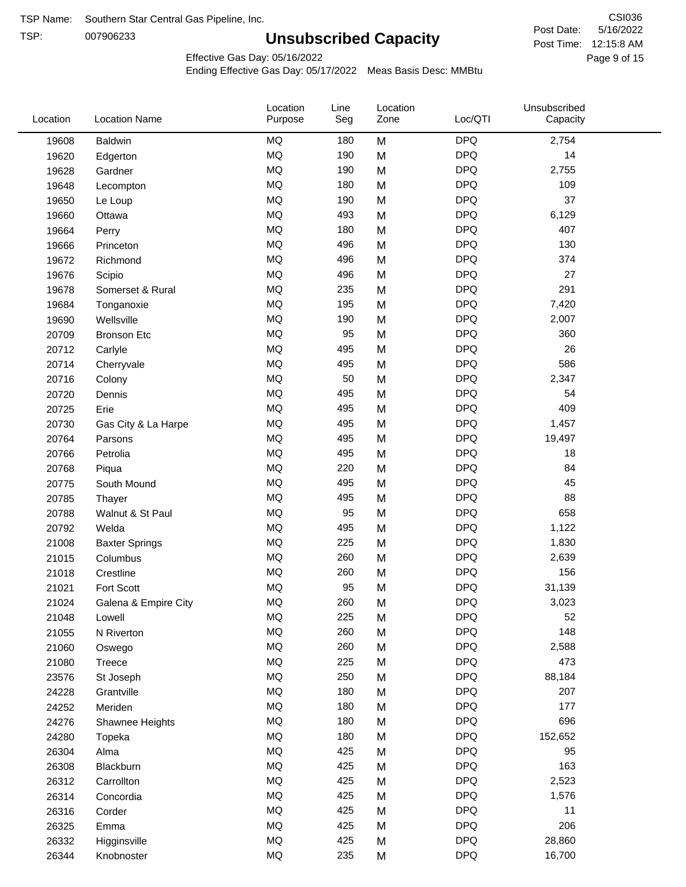TSP Name: Southern Star Central Gas Pipeline, Inc.

TSP: 007906233

# Unsubscribed Capacity

CSI036

Post Date: 5/16/2022

Post Time: 12:15:8 AM

Effective Gas Day: 05/16/2022

Ending Effective Gas Day: 05/17/2022 Meas Basis Desc: MMBtu

| Location | Location Name | Location Purpose | Line Seg | Location Zone | Loc/QTI | Unsubscribed Capacity |
|---|---|---|---|---|---|---|
| 19608 | Baldwin | MQ | 180 | M | DPQ | 2,754 |
| 19620 | Edgerton | MQ | 190 | M | DPQ | 14 |
| 19628 | Gardner | MQ | 190 | M | DPQ | 2,755 |
| 19648 | Lecompton | MQ | 180 | M | DPQ | 109 |
| 19650 | Le Loup | MQ | 190 | M | DPQ | 37 |
| 19660 | Ottawa | MQ | 493 | M | DPQ | 6,129 |
| 19664 | Perry | MQ | 180 | M | DPQ | 407 |
| 19666 | Princeton | MQ | 496 | M | DPQ | 130 |
| 19672 | Richmond | MQ | 496 | M | DPQ | 374 |
| 19676 | Scipio | MQ | 496 | M | DPQ | 27 |
| 19678 | Somerset & Rural | MQ | 235 | M | DPQ | 291 |
| 19684 | Tonganoxie | MQ | 195 | M | DPQ | 7,420 |
| 19690 | Wellsville | MQ | 190 | M | DPQ | 2,007 |
| 20709 | Bronson Etc | MQ | 95 | M | DPQ | 360 |
| 20712 | Carlyle | MQ | 495 | M | DPQ | 26 |
| 20714 | Cherryvale | MQ | 495 | M | DPQ | 586 |
| 20716 | Colony | MQ | 50 | M | DPQ | 2,347 |
| 20720 | Dennis | MQ | 495 | M | DPQ | 54 |
| 20725 | Erie | MQ | 495 | M | DPQ | 409 |
| 20730 | Gas City & La Harpe | MQ | 495 | M | DPQ | 1,457 |
| 20764 | Parsons | MQ | 495 | M | DPQ | 19,497 |
| 20766 | Petrolia | MQ | 495 | M | DPQ | 18 |
| 20768 | Piqua | MQ | 220 | M | DPQ | 84 |
| 20775 | South Mound | MQ | 495 | M | DPQ | 45 |
| 20785 | Thayer | MQ | 495 | M | DPQ | 88 |
| 20788 | Walnut & St Paul | MQ | 95 | M | DPQ | 658 |
| 20792 | Welda | MQ | 495 | M | DPQ | 1,122 |
| 21008 | Baxter Springs | MQ | 225 | M | DPQ | 1,830 |
| 21015 | Columbus | MQ | 260 | M | DPQ | 2,639 |
| 21018 | Crestline | MQ | 260 | M | DPQ | 156 |
| 21021 | Fort Scott | MQ | 95 | M | DPQ | 31,139 |
| 21024 | Galena & Empire City | MQ | 260 | M | DPQ | 3,023 |
| 21048 | Lowell | MQ | 225 | M | DPQ | 52 |
| 21055 | N Riverton | MQ | 260 | M | DPQ | 148 |
| 21060 | Oswego | MQ | 260 | M | DPQ | 2,588 |
| 21080 | Treece | MQ | 225 | M | DPQ | 473 |
| 23576 | St Joseph | MQ | 250 | M | DPQ | 88,184 |
| 24228 | Grantville | MQ | 180 | M | DPQ | 207 |
| 24252 | Meriden | MQ | 180 | M | DPQ | 177 |
| 24276 | Shawnee Heights | MQ | 180 | M | DPQ | 696 |
| 24280 | Topeka | MQ | 180 | M | DPQ | 152,652 |
| 26304 | Alma | MQ | 425 | M | DPQ | 95 |
| 26308 | Blackburn | MQ | 425 | M | DPQ | 163 |
| 26312 | Carrollton | MQ | 425 | M | DPQ | 2,523 |
| 26314 | Concordia | MQ | 425 | M | DPQ | 1,576 |
| 26316 | Corder | MQ | 425 | M | DPQ | 11 |
| 26325 | Emma | MQ | 425 | M | DPQ | 206 |
| 26332 | Higginsville | MQ | 425 | M | DPQ | 28,860 |
| 26344 | Knobnoster | MQ | 235 | M | DPQ | 16,700 |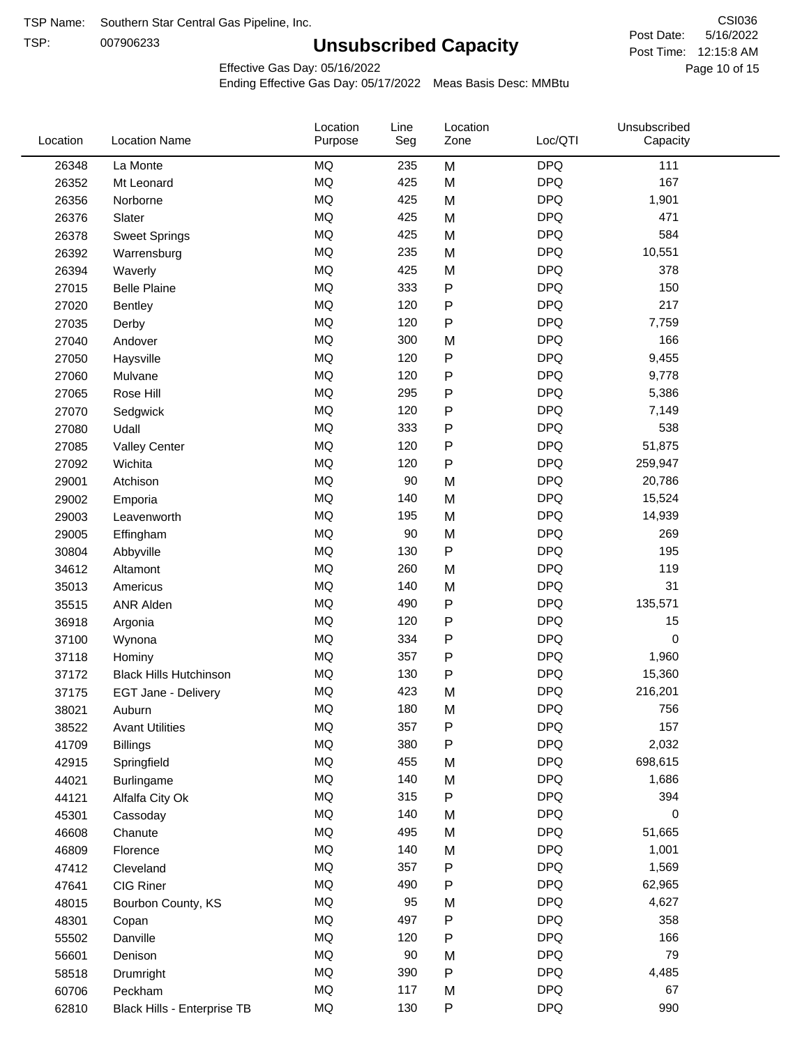TSP Name: Southern Star Central Gas Pipeline, Inc.

TSP: 007906233

# Unsubscribed Capacity

CSI036

Post Date: 5/16/2022

Post Time: 12:15:8 AM

Effective Gas Day: 05/16/2022

Ending Effective Gas Day: 05/17/2022 Meas Basis Desc: MMBtu

| Location | Location Name | Location Purpose | Line Seg | Location Zone | Loc/QTI | Unsubscribed Capacity |
|---|---|---|---|---|---|---|
| 26348 | La Monte | MQ | 235 | M | DPQ | 111 |
| 26352 | Mt Leonard | MQ | 425 | M | DPQ | 167 |
| 26356 | Norborne | MQ | 425 | M | DPQ | 1,901 |
| 26376 | Slater | MQ | 425 | M | DPQ | 471 |
| 26378 | Sweet Springs | MQ | 425 | M | DPQ | 584 |
| 26392 | Warrensburg | MQ | 235 | M | DPQ | 10,551 |
| 26394 | Waverly | MQ | 425 | M | DPQ | 378 |
| 27015 | Belle Plaine | MQ | 333 | P | DPQ | 150 |
| 27020 | Bentley | MQ | 120 | P | DPQ | 217 |
| 27035 | Derby | MQ | 120 | P | DPQ | 7,759 |
| 27040 | Andover | MQ | 300 | M | DPQ | 166 |
| 27050 | Haysville | MQ | 120 | P | DPQ | 9,455 |
| 27060 | Mulvane | MQ | 120 | P | DPQ | 9,778 |
| 27065 | Rose Hill | MQ | 295 | P | DPQ | 5,386 |
| 27070 | Sedgwick | MQ | 120 | P | DPQ | 7,149 |
| 27080 | Udall | MQ | 333 | P | DPQ | 538 |
| 27085 | Valley Center | MQ | 120 | P | DPQ | 51,875 |
| 27092 | Wichita | MQ | 120 | P | DPQ | 259,947 |
| 29001 | Atchison | MQ | 90 | M | DPQ | 20,786 |
| 29002 | Emporia | MQ | 140 | M | DPQ | 15,524 |
| 29003 | Leavenworth | MQ | 195 | M | DPQ | 14,939 |
| 29005 | Effingham | MQ | 90 | M | DPQ | 269 |
| 30804 | Abbyville | MQ | 130 | P | DPQ | 195 |
| 34612 | Altamont | MQ | 260 | M | DPQ | 119 |
| 35013 | Americus | MQ | 140 | M | DPQ | 31 |
| 35515 | ANR Alden | MQ | 490 | P | DPQ | 135,571 |
| 36918 | Argonia | MQ | 120 | P | DPQ | 15 |
| 37100 | Wynona | MQ | 334 | P | DPQ | 0 |
| 37118 | Hominy | MQ | 357 | P | DPQ | 1,960 |
| 37172 | Black Hills Hutchinson | MQ | 130 | P | DPQ | 15,360 |
| 37175 | EGT Jane - Delivery | MQ | 423 | M | DPQ | 216,201 |
| 38021 | Auburn | MQ | 180 | M | DPQ | 756 |
| 38522 | Avant Utilities | MQ | 357 | P | DPQ | 157 |
| 41709 | Billings | MQ | 380 | P | DPQ | 2,032 |
| 42915 | Springfield | MQ | 455 | M | DPQ | 698,615 |
| 44021 | Burlingame | MQ | 140 | M | DPQ | 1,686 |
| 44121 | Alfalfa City Ok | MQ | 315 | P | DPQ | 394 |
| 45301 | Cassoday | MQ | 140 | M | DPQ | 0 |
| 46608 | Chanute | MQ | 495 | M | DPQ | 51,665 |
| 46809 | Florence | MQ | 140 | M | DPQ | 1,001 |
| 47412 | Cleveland | MQ | 357 | P | DPQ | 1,569 |
| 47641 | CIG Riner | MQ | 490 | P | DPQ | 62,965 |
| 48015 | Bourbon County, KS | MQ | 95 | M | DPQ | 4,627 |
| 48301 | Copan | MQ | 497 | P | DPQ | 358 |
| 55502 | Danville | MQ | 120 | P | DPQ | 166 |
| 56601 | Denison | MQ | 90 | M | DPQ | 79 |
| 58518 | Drumright | MQ | 390 | P | DPQ | 4,485 |
| 60706 | Peckham | MQ | 117 | M | DPQ | 67 |
| 62810 | Black Hills - Enterprise TB | MQ | 130 | P | DPQ | 990 |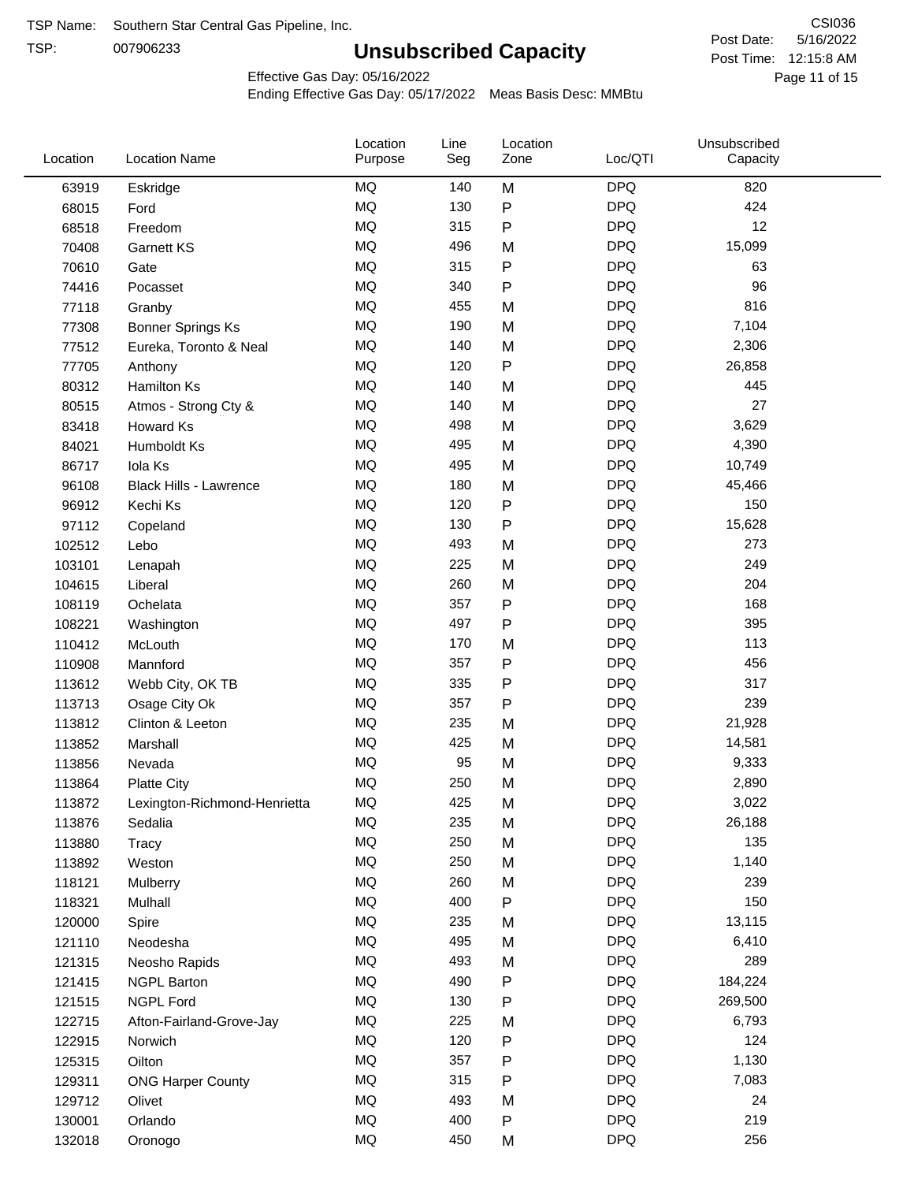TSP Name: Southern Star Central Gas Pipeline, Inc.

TSP: 007906233

# Unsubscribed Capacity

CSI036

Post Date: 5/16/2022

Post Time: 12:15:8 AM

Effective Gas Day: 05/16/2022

Ending Effective Gas Day: 05/17/2022 Meas Basis Desc: MMBtu

| Location | Location Name | Location Purpose | Line Seg | Location Zone | Loc/QTI | Unsubscribed Capacity |
|---|---|---|---|---|---|---|
| 63919 | Eskridge | MQ | 140 | M | DPQ | 820 |
| 68015 | Ford | MQ | 130 | P | DPQ | 424 |
| 68518 | Freedom | MQ | 315 | P | DPQ | 12 |
| 70408 | Garnett KS | MQ | 496 | M | DPQ | 15,099 |
| 70610 | Gate | MQ | 315 | P | DPQ | 63 |
| 74416 | Pocasset | MQ | 340 | P | DPQ | 96 |
| 77118 | Granby | MQ | 455 | M | DPQ | 816 |
| 77308 | Bonner Springs Ks | MQ | 190 | M | DPQ | 7,104 |
| 77512 | Eureka, Toronto & Neal | MQ | 140 | M | DPQ | 2,306 |
| 77705 | Anthony | MQ | 120 | P | DPQ | 26,858 |
| 80312 | Hamilton Ks | MQ | 140 | M | DPQ | 445 |
| 80515 | Atmos - Strong Cty & | MQ | 140 | M | DPQ | 27 |
| 83418 | Howard Ks | MQ | 498 | M | DPQ | 3,629 |
| 84021 | Humboldt Ks | MQ | 495 | M | DPQ | 4,390 |
| 86717 | Iola Ks | MQ | 495 | M | DPQ | 10,749 |
| 96108 | Black Hills - Lawrence | MQ | 180 | M | DPQ | 45,466 |
| 96912 | Kechi Ks | MQ | 120 | P | DPQ | 150 |
| 97112 | Copeland | MQ | 130 | P | DPQ | 15,628 |
| 102512 | Lebo | MQ | 493 | M | DPQ | 273 |
| 103101 | Lenapah | MQ | 225 | M | DPQ | 249 |
| 104615 | Liberal | MQ | 260 | M | DPQ | 204 |
| 108119 | Ochelata | MQ | 357 | P | DPQ | 168 |
| 108221 | Washington | MQ | 497 | P | DPQ | 395 |
| 110412 | McLouth | MQ | 170 | M | DPQ | 113 |
| 110908 | Mannford | MQ | 357 | P | DPQ | 456 |
| 113612 | Webb City, OK TB | MQ | 335 | P | DPQ | 317 |
| 113713 | Osage City Ok | MQ | 357 | P | DPQ | 239 |
| 113812 | Clinton & Leeton | MQ | 235 | M | DPQ | 21,928 |
| 113852 | Marshall | MQ | 425 | M | DPQ | 14,581 |
| 113856 | Nevada | MQ | 95 | M | DPQ | 9,333 |
| 113864 | Platte City | MQ | 250 | M | DPQ | 2,890 |
| 113872 | Lexington-Richmond-Henrietta | MQ | 425 | M | DPQ | 3,022 |
| 113876 | Sedalia | MQ | 235 | M | DPQ | 26,188 |
| 113880 | Tracy | MQ | 250 | M | DPQ | 135 |
| 113892 | Weston | MQ | 250 | M | DPQ | 1,140 |
| 118121 | Mulberry | MQ | 260 | M | DPQ | 239 |
| 118321 | Mulhall | MQ | 400 | P | DPQ | 150 |
| 120000 | Spire | MQ | 235 | M | DPQ | 13,115 |
| 121110 | Neodesha | MQ | 495 | M | DPQ | 6,410 |
| 121315 | Neosho Rapids | MQ | 493 | M | DPQ | 289 |
| 121415 | NGPL Barton | MQ | 490 | P | DPQ | 184,224 |
| 121515 | NGPL Ford | MQ | 130 | P | DPQ | 269,500 |
| 122715 | Afton-Fairland-Grove-Jay | MQ | 225 | M | DPQ | 6,793 |
| 122915 | Norwich | MQ | 120 | P | DPQ | 124 |
| 125315 | Oilton | MQ | 357 | P | DPQ | 1,130 |
| 129311 | ONG Harper County | MQ | 315 | P | DPQ | 7,083 |
| 129712 | Olivet | MQ | 493 | M | DPQ | 24 |
| 130001 | Orlando | MQ | 400 | P | DPQ | 219 |
| 132018 | Oronogo | MQ | 450 | M | DPQ | 256 |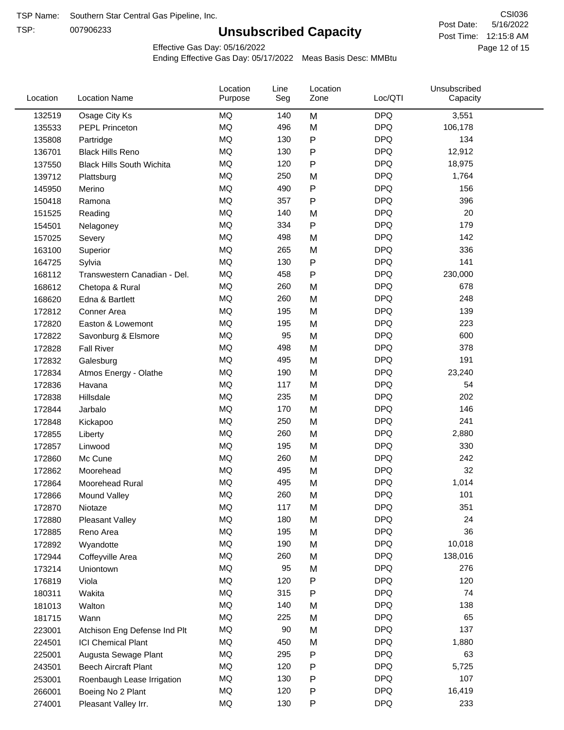TSP Name: Southern Star Central Gas Pipeline, Inc.

TSP: 007906233

# Unsubscribed Capacity

CSI036

Post Date: 5/16/2022

Post Time: 12:15:8 AM

Effective Gas Day: 05/16/2022

Ending Effective Gas Day: 05/17/2022 Meas Basis Desc: MMBtu

| Location | Location Name | Location Purpose | Line Seg | Location Zone | Loc/QTI | Unsubscribed Capacity |
|---|---|---|---|---|---|---|
| 132519 | Osage City Ks | MQ | 140 | M | DPQ | 3,551 |
| 135533 | PEPL Princeton | MQ | 496 | M | DPQ | 106,178 |
| 135808 | Partridge | MQ | 130 | P | DPQ | 134 |
| 136701 | Black Hills Reno | MQ | 130 | P | DPQ | 12,912 |
| 137550 | Black Hills South Wichita | MQ | 120 | P | DPQ | 18,975 |
| 139712 | Plattsburg | MQ | 250 | M | DPQ | 1,764 |
| 145950 | Merino | MQ | 490 | P | DPQ | 156 |
| 150418 | Ramona | MQ | 357 | P | DPQ | 396 |
| 151525 | Reading | MQ | 140 | M | DPQ | 20 |
| 154501 | Nelagoney | MQ | 334 | P | DPQ | 179 |
| 157025 | Severy | MQ | 498 | M | DPQ | 142 |
| 163100 | Superior | MQ | 265 | M | DPQ | 336 |
| 164725 | Sylvia | MQ | 130 | P | DPQ | 141 |
| 168112 | Transwestern Canadian - Del. | MQ | 458 | P | DPQ | 230,000 |
| 168612 | Chetopa & Rural | MQ | 260 | M | DPQ | 678 |
| 168620 | Edna & Bartlett | MQ | 260 | M | DPQ | 248 |
| 172812 | Conner Area | MQ | 195 | M | DPQ | 139 |
| 172820 | Easton & Lowemont | MQ | 195 | M | DPQ | 223 |
| 172822 | Savonburg & Elsmore | MQ | 95 | M | DPQ | 600 |
| 172828 | Fall River | MQ | 498 | M | DPQ | 378 |
| 172832 | Galesburg | MQ | 495 | M | DPQ | 191 |
| 172834 | Atmos Energy - Olathe | MQ | 190 | M | DPQ | 23,240 |
| 172836 | Havana | MQ | 117 | M | DPQ | 54 |
| 172838 | Hillsdale | MQ | 235 | M | DPQ | 202 |
| 172844 | Jarbalo | MQ | 170 | M | DPQ | 146 |
| 172848 | Kickapoo | MQ | 250 | M | DPQ | 241 |
| 172855 | Liberty | MQ | 260 | M | DPQ | 2,880 |
| 172857 | Linwood | MQ | 195 | M | DPQ | 330 |
| 172860 | Mc Cune | MQ | 260 | M | DPQ | 242 |
| 172862 | Moorehead | MQ | 495 | M | DPQ | 32 |
| 172864 | Moorehead Rural | MQ | 495 | M | DPQ | 1,014 |
| 172866 | Mound Valley | MQ | 260 | M | DPQ | 101 |
| 172870 | Niotaze | MQ | 117 | M | DPQ | 351 |
| 172880 | Pleasant Valley | MQ | 180 | M | DPQ | 24 |
| 172885 | Reno Area | MQ | 195 | M | DPQ | 36 |
| 172892 | Wyandotte | MQ | 190 | M | DPQ | 10,018 |
| 172944 | Coffeyville Area | MQ | 260 | M | DPQ | 138,016 |
| 173214 | Uniontown | MQ | 95 | M | DPQ | 276 |
| 176819 | Viola | MQ | 120 | P | DPQ | 120 |
| 180311 | Wakita | MQ | 315 | P | DPQ | 74 |
| 181013 | Walton | MQ | 140 | M | DPQ | 138 |
| 181715 | Wann | MQ | 225 | M | DPQ | 65 |
| 223001 | Atchison Eng Defense Ind Plt | MQ | 90 | M | DPQ | 137 |
| 224501 | ICI Chemical Plant | MQ | 450 | M | DPQ | 1,880 |
| 225001 | Augusta Sewage Plant | MQ | 295 | P | DPQ | 63 |
| 243501 | Beech Aircraft Plant | MQ | 120 | P | DPQ | 5,725 |
| 253001 | Roenbaugh Lease Irrigation | MQ | 130 | P | DPQ | 107 |
| 266001 | Boeing No 2 Plant | MQ | 120 | P | DPQ | 16,419 |
| 274001 | Pleasant Valley Irr. | MQ | 130 | P | DPQ | 233 |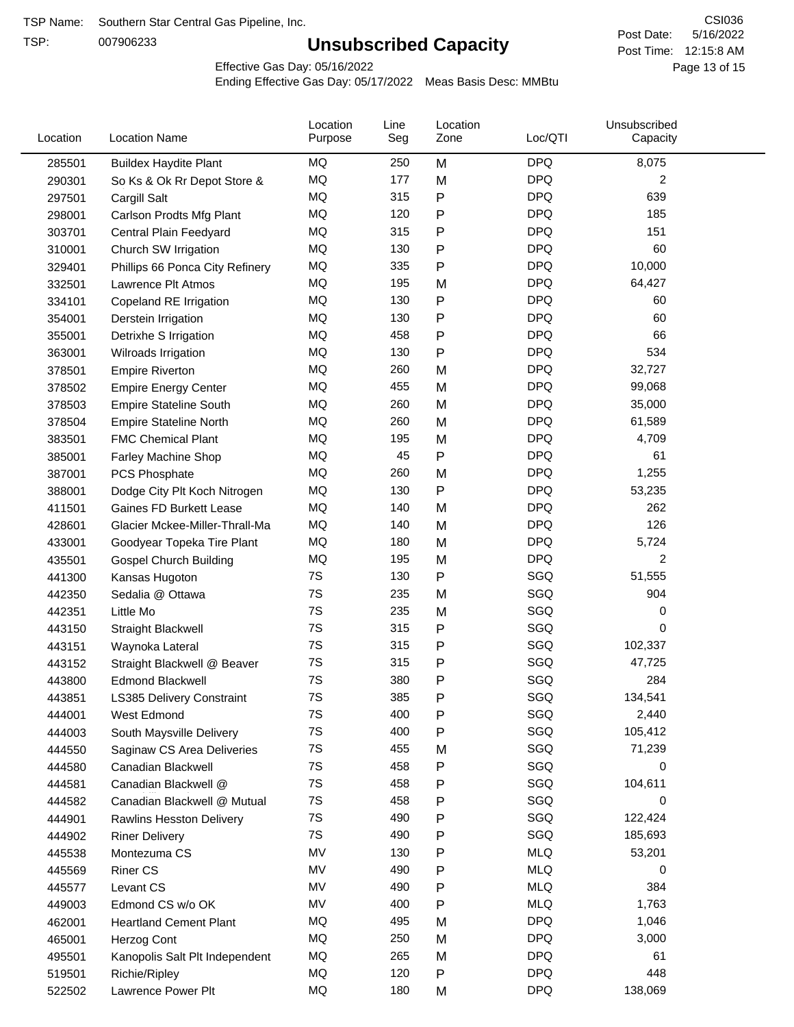TSP Name: Southern Star Central Gas Pipeline, Inc.

TSP: 007906233

# Unsubscribed Capacity

CSI036

Post Date: 5/16/2022

Post Time: 12:15:8 AM

Effective Gas Day: 05/16/2022

Ending Effective Gas Day: 05/17/2022 Meas Basis Desc: MMBtu

| Location | Location Name | Location Purpose | Line Seg | Location Zone | Loc/QTI | Unsubscribed Capacity |
|---|---|---|---|---|---|---|
| 285501 | Buildex Haydite Plant | MQ | 250 | M | DPQ | 8,075 |
| 290301 | So Ks & Ok Rr Depot Store & | MQ | 177 | M | DPQ | 2 |
| 297501 | Cargill Salt | MQ | 315 | P | DPQ | 639 |
| 298001 | Carlson Prodts Mfg Plant | MQ | 120 | P | DPQ | 185 |
| 303701 | Central Plain Feedyard | MQ | 315 | P | DPQ | 151 |
| 310001 | Church SW Irrigation | MQ | 130 | P | DPQ | 60 |
| 329401 | Phillips 66 Ponca City Refinery | MQ | 335 | P | DPQ | 10,000 |
| 332501 | Lawrence Plt Atmos | MQ | 195 | M | DPQ | 64,427 |
| 334101 | Copeland RE Irrigation | MQ | 130 | P | DPQ | 60 |
| 354001 | Derstein Irrigation | MQ | 130 | P | DPQ | 60 |
| 355001 | Detrixhe S Irrigation | MQ | 458 | P | DPQ | 66 |
| 363001 | Wilroads Irrigation | MQ | 130 | P | DPQ | 534 |
| 378501 | Empire Riverton | MQ | 260 | M | DPQ | 32,727 |
| 378502 | Empire Energy Center | MQ | 455 | M | DPQ | 99,068 |
| 378503 | Empire Stateline South | MQ | 260 | M | DPQ | 35,000 |
| 378504 | Empire Stateline North | MQ | 260 | M | DPQ | 61,589 |
| 383501 | FMC Chemical Plant | MQ | 195 | M | DPQ | 4,709 |
| 385001 | Farley Machine Shop | MQ | 45 | P | DPQ | 61 |
| 387001 | PCS Phosphate | MQ | 260 | M | DPQ | 1,255 |
| 388001 | Dodge City Plt Koch Nitrogen | MQ | 130 | P | DPQ | 53,235 |
| 411501 | Gaines FD Burkett Lease | MQ | 140 | M | DPQ | 262 |
| 428601 | Glacier Mckee-Miller-Thrall-Ma | MQ | 140 | M | DPQ | 126 |
| 433001 | Goodyear Topeka Tire Plant | MQ | 180 | M | DPQ | 5,724 |
| 435501 | Gospel Church Building | MQ | 195 | M | DPQ | 2 |
| 441300 | Kansas Hugoton | 7S | 130 | P | SGQ | 51,555 |
| 442350 | Sedalia @ Ottawa | 7S | 235 | M | SGQ | 904 |
| 442351 | Little Mo | 7S | 235 | M | SGQ | 0 |
| 443150 | Straight Blackwell | 7S | 315 | P | SGQ | 0 |
| 443151 | Waynoka Lateral | 7S | 315 | P | SGQ | 102,337 |
| 443152 | Straight Blackwell @ Beaver | 7S | 315 | P | SGQ | 47,725 |
| 443800 | Edmond Blackwell | 7S | 380 | P | SGQ | 284 |
| 443851 | LS385 Delivery Constraint | 7S | 385 | P | SGQ | 134,541 |
| 444001 | West Edmond | 7S | 400 | P | SGQ | 2,440 |
| 444003 | South Maysville Delivery | 7S | 400 | P | SGQ | 105,412 |
| 444550 | Saginaw CS Area Deliveries | 7S | 455 | M | SGQ | 71,239 |
| 444580 | Canadian Blackwell | 7S | 458 | P | SGQ | 0 |
| 444581 | Canadian Blackwell @ | 7S | 458 | P | SGQ | 104,611 |
| 444582 | Canadian Blackwell @ Mutual | 7S | 458 | P | SGQ | 0 |
| 444901 | Rawlins Hesston Delivery | 7S | 490 | P | SGQ | 122,424 |
| 444902 | Riner Delivery | 7S | 490 | P | SGQ | 185,693 |
| 445538 | Montezuma CS | MV | 130 | P | MLQ | 53,201 |
| 445569 | Riner CS | MV | 490 | P | MLQ | 0 |
| 445577 | Levant CS | MV | 490 | P | MLQ | 384 |
| 449003 | Edmond CS w/o OK | MV | 400 | P | MLQ | 1,763 |
| 462001 | Heartland Cement Plant | MQ | 495 | M | DPQ | 1,046 |
| 465001 | Herzog Cont | MQ | 250 | M | DPQ | 3,000 |
| 495501 | Kanopolis Salt Plt Independent | MQ | 265 | M | DPQ | 61 |
| 519501 | Richie/Ripley | MQ | 120 | P | DPQ | 448 |
| 522502 | Lawrence Power Plt | MQ | 180 | M | DPQ | 138,069 |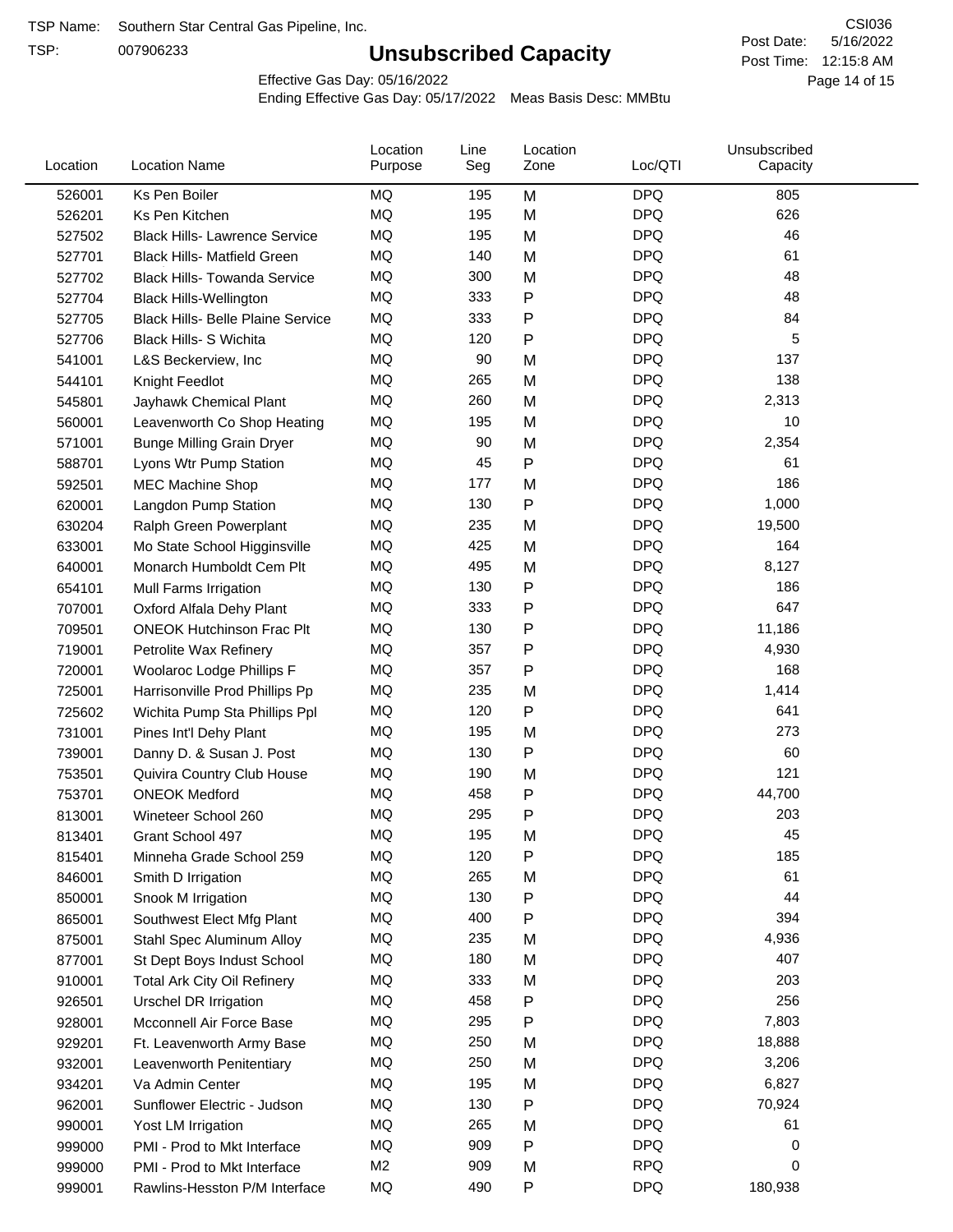TSP Name: Southern Star Central Gas Pipeline, Inc.

TSP: 007906233

# Unsubscribed Capacity

CSI036

Post Date: 5/16/2022

Post Time: 12:15:8 AM

Effective Gas Day: 05/16/2022

Ending Effective Gas Day: 05/17/2022 Meas Basis Desc: MMBtu

| Location | Location Name | Location Purpose | Line Seg | Location Zone | Loc/QTI | Unsubscribed Capacity |
|---|---|---|---|---|---|---|
| 526001 | Ks Pen Boiler | MQ | 195 | M | DPQ | 805 |
| 526201 | Ks Pen Kitchen | MQ | 195 | M | DPQ | 626 |
| 527502 | Black Hills- Lawrence Service | MQ | 195 | M | DPQ | 46 |
| 527701 | Black Hills- Matfield Green | MQ | 140 | M | DPQ | 61 |
| 527702 | Black Hills- Towanda Service | MQ | 300 | M | DPQ | 48 |
| 527704 | Black Hills-Wellington | MQ | 333 | P | DPQ | 48 |
| 527705 | Black Hills- Belle Plaine Service | MQ | 333 | P | DPQ | 84 |
| 527706 | Black Hills- S Wichita | MQ | 120 | P | DPQ | 5 |
| 541001 | L&S Beckerview, Inc | MQ | 90 | M | DPQ | 137 |
| 544101 | Knight Feedlot | MQ | 265 | M | DPQ | 138 |
| 545801 | Jayhawk Chemical Plant | MQ | 260 | M | DPQ | 2,313 |
| 560001 | Leavenworth Co Shop Heating | MQ | 195 | M | DPQ | 10 |
| 571001 | Bunge Milling Grain Dryer | MQ | 90 | M | DPQ | 2,354 |
| 588701 | Lyons Wtr Pump Station | MQ | 45 | P | DPQ | 61 |
| 592501 | MEC Machine Shop | MQ | 177 | M | DPQ | 186 |
| 620001 | Langdon Pump Station | MQ | 130 | P | DPQ | 1,000 |
| 630204 | Ralph Green Powerplant | MQ | 235 | M | DPQ | 19,500 |
| 633001 | Mo State School Higginsville | MQ | 425 | M | DPQ | 164 |
| 640001 | Monarch Humboldt Cem Plt | MQ | 495 | M | DPQ | 8,127 |
| 654101 | Mull Farms Irrigation | MQ | 130 | P | DPQ | 186 |
| 707001 | Oxford Alfala Dehy Plant | MQ | 333 | P | DPQ | 647 |
| 709501 | ONEOK Hutchinson Frac Plt | MQ | 130 | P | DPQ | 11,186 |
| 719001 | Petrolite Wax Refinery | MQ | 357 | P | DPQ | 4,930 |
| 720001 | Woolaroc Lodge Phillips F | MQ | 357 | P | DPQ | 168 |
| 725001 | Harrisonville Prod Phillips Pp | MQ | 235 | M | DPQ | 1,414 |
| 725602 | Wichita Pump Sta Phillips Ppl | MQ | 120 | P | DPQ | 641 |
| 731001 | Pines Int'l Dehy Plant | MQ | 195 | M | DPQ | 273 |
| 739001 | Danny D. & Susan J. Post | MQ | 130 | P | DPQ | 60 |
| 753501 | Quivira Country Club House | MQ | 190 | M | DPQ | 121 |
| 753701 | ONEOK Medford | MQ | 458 | P | DPQ | 44,700 |
| 813001 | Wineteer School 260 | MQ | 295 | P | DPQ | 203 |
| 813401 | Grant School 497 | MQ | 195 | M | DPQ | 45 |
| 815401 | Minneha Grade School 259 | MQ | 120 | P | DPQ | 185 |
| 846001 | Smith D Irrigation | MQ | 265 | M | DPQ | 61 |
| 850001 | Snook M Irrigation | MQ | 130 | P | DPQ | 44 |
| 865001 | Southwest Elect Mfg Plant | MQ | 400 | P | DPQ | 394 |
| 875001 | Stahl Spec Aluminum Alloy | MQ | 235 | M | DPQ | 4,936 |
| 877001 | St Dept Boys Indust School | MQ | 180 | M | DPQ | 407 |
| 910001 | Total Ark City Oil Refinery | MQ | 333 | M | DPQ | 203 |
| 926501 | Urschel DR Irrigation | MQ | 458 | P | DPQ | 256 |
| 928001 | Mcconnell Air Force Base | MQ | 295 | P | DPQ | 7,803 |
| 929201 | Ft. Leavenworth Army Base | MQ | 250 | M | DPQ | 18,888 |
| 932001 | Leavenworth Penitentiary | MQ | 250 | M | DPQ | 3,206 |
| 934201 | Va Admin Center | MQ | 195 | M | DPQ | 6,827 |
| 962001 | Sunflower Electric - Judson | MQ | 130 | P | DPQ | 70,924 |
| 990001 | Yost LM Irrigation | MQ | 265 | M | DPQ | 61 |
| 999000 | PMI - Prod to Mkt Interface | MQ | 909 | P | DPQ | 0 |
| 999000 | PMI - Prod to Mkt Interface | M2 | 909 | M | RPQ | 0 |
| 999001 | Rawlins-Hesston P/M Interface | MQ | 490 | P | DPQ | 180,938 |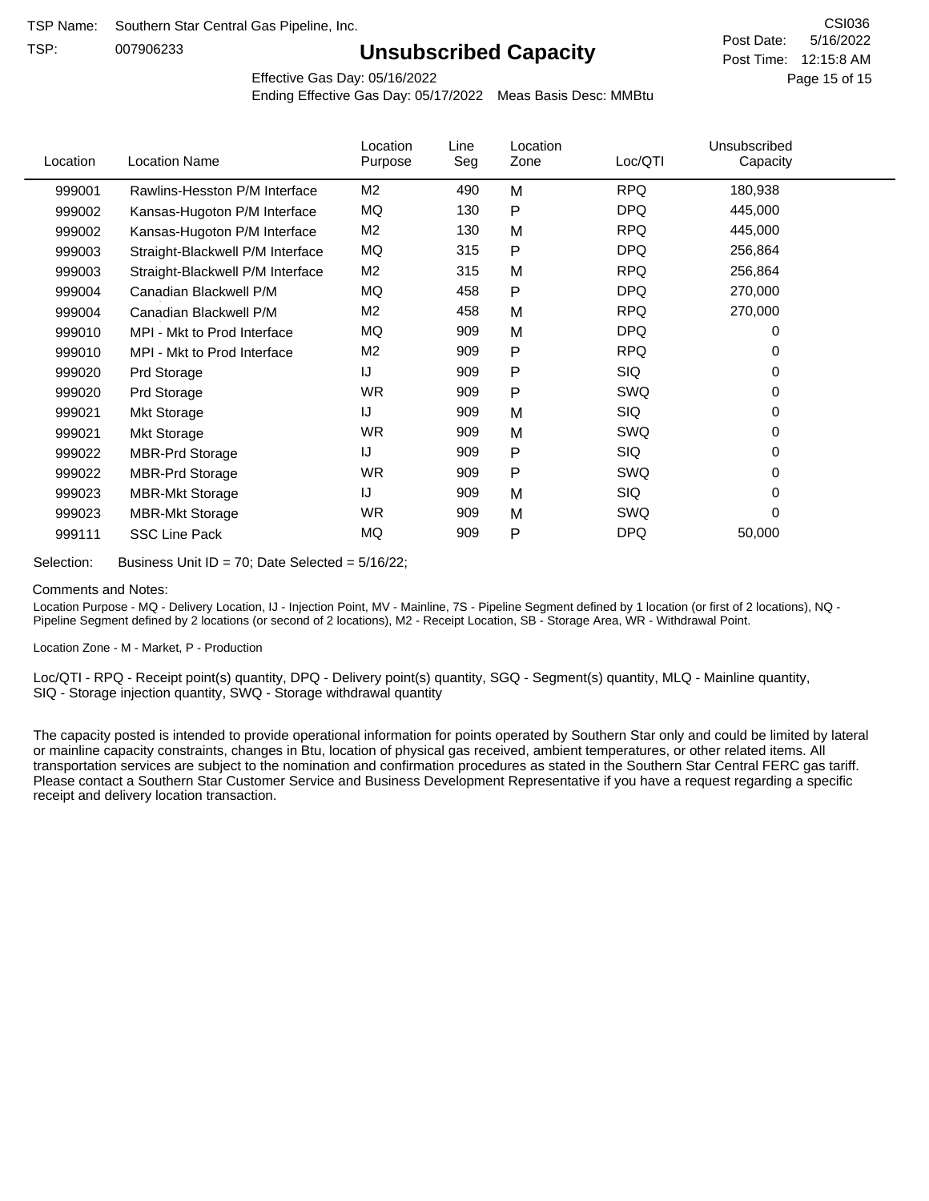TSP Name: Southern Star Central Gas Pipeline, Inc.

TSP: 007906233

# Unsubscribed Capacity

CSI036

Post Date: 5/16/2022

Post Time: 12:15:8 AM

Effective Gas Day: 05/16/2022

Ending Effective Gas Day: 05/17/2022 Meas Basis Desc: MMBtu

| Location | Location Name | Location Purpose | Line Seg | Location Zone | Loc/QTI | Unsubscribed Capacity |
|---|---|---|---|---|---|---|
| 999001 | Rawlins-Hesston P/M Interface | M2 | 490 | M | RPQ | 180,938 |
| 999002 | Kansas-Hugoton P/M Interface | MQ | 130 | P | DPQ | 445,000 |
| 999002 | Kansas-Hugoton P/M Interface | M2 | 130 | M | RPQ | 445,000 |
| 999003 | Straight-Blackwell P/M Interface | MQ | 315 | P | DPQ | 256,864 |
| 999003 | Straight-Blackwell P/M Interface | M2 | 315 | M | RPQ | 256,864 |
| 999004 | Canadian Blackwell P/M | MQ | 458 | P | DPQ | 270,000 |
| 999004 | Canadian Blackwell P/M | M2 | 458 | M | RPQ | 270,000 |
| 999010 | MPI - Mkt to Prod Interface | MQ | 909 | M | DPQ | 0 |
| 999010 | MPI - Mkt to Prod Interface | M2 | 909 | P | RPQ | 0 |
| 999020 | Prd Storage | IJ | 909 | P | SIQ | 0 |
| 999020 | Prd Storage | WR | 909 | P | SWQ | 0 |
| 999021 | Mkt Storage | IJ | 909 | M | SIQ | 0 |
| 999021 | Mkt Storage | WR | 909 | M | SWQ | 0 |
| 999022 | MBR-Prd Storage | IJ | 909 | P | SIQ | 0 |
| 999022 | MBR-Prd Storage | WR | 909 | P | SWQ | 0 |
| 999023 | MBR-Mkt Storage | IJ | 909 | M | SIQ | 0 |
| 999023 | MBR-Mkt Storage | WR | 909 | M | SWQ | 0 |
| 999111 | SSC Line Pack | MQ | 909 | P | DPQ | 50,000 |

Selection: Business Unit ID = 70; Date Selected = 5/16/22;

Comments and Notes:

Location Purpose - MQ - Delivery Location, IJ - Injection Point, MV - Mainline, 7S - Pipeline Segment defined by 1 location (or first of 2 locations), NQ - Pipeline Segment defined by 2 locations (or second of 2 locations), M2 - Receipt Location, SB - Storage Area, WR - Withdrawal Point.

Location Zone - M - Market, P - Production

Loc/QTI - RPQ - Receipt point(s) quantity, DPQ - Delivery point(s) quantity, SGQ - Segment(s) quantity, MLQ - Mainline quantity, SIQ - Storage injection quantity, SWQ - Storage withdrawal quantity

The capacity posted is intended to provide operational information for points operated by Southern Star only and could be limited by lateral or mainline capacity constraints, changes in Btu, location of physical gas received, ambient temperatures, or other related items. All transportation services are subject to the nomination and confirmation procedures as stated in the Southern Star Central FERC gas tariff. Please contact a Southern Star Customer Service and Business Development Representative if you have a request regarding a specific receipt and delivery location transaction.